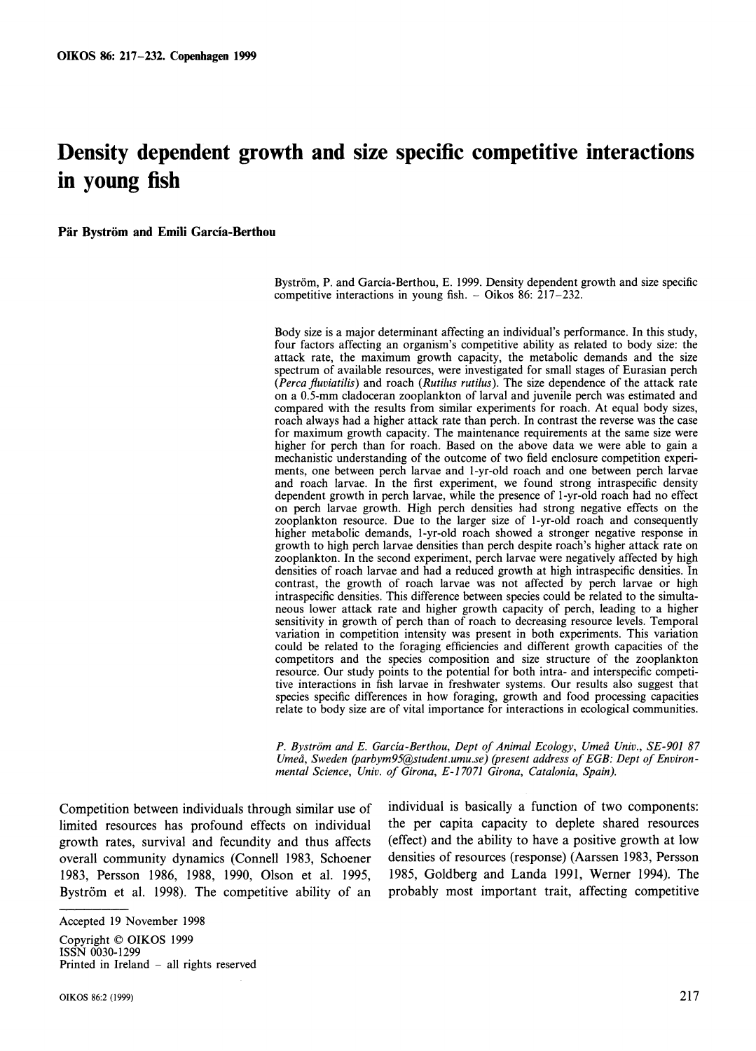# Density dependent growth and size specific competitive interactions in young fish

**Pär Byström and Emili García-Berthou**

Byström, P. and García-Berthou, E. 1999. Density dependent growth and size specific competitive interactions in young fish. – Oikos 86: 217–232.

Body size is a major determinant affecting an individual's performance. In this study, four factors affecting an organism's competitive ability as related to body size: the attack rate, the maximum growth capacity, the metabolic demands and the size spectrum of available resources, were investigated for small stages of Eurasian perch (*Perca fluviatilis*) and roach (*Rutilus rutilus*). The size dependence of the attack rate on a 0.5-mm cladoceran zooplankton of larval and juvenile perch was estimated and compared with the results from similar experiments for roach. At equal body sizes, roach always had a higher attack rate than perch. In contrast the reverse was the case for maximum growth capacity. The maintenance requirements at the same size were higher for perch than for roach. Based on the above data we were able to gain a mechanistic understanding of the outcome of two field enclosure competition experiments, one between perch larvae and 1-yr-old roach and one between perch larvae and roach larvae. In the first experiment, we found strong intraspecific density dependent growth in perch larvae, while the presence of 1-yr-old roach had no effect on perch larvae growth. High perch densities had strong negative effects on the zooplankton resource. Due to the larger size of 1-yr-old roach and consequently higher metabolic demands, 1-yr-old roach showed a stronger negative response in growth to high perch larvae densities than perch despite roach's higher attack rate on zooplankton. In the second experiment, perch larvae were negatively affected by high densities of roach larvae and had a reduced growth at high intraspecific densities. In contrast, the growth of roach larvae was not affected by perch larvae or high intraspecific densities. This difference between species could be related to the simultaneous lower attack rate and higher growth capacity of perch, leading to a higher sensitivity in growth of perch than of roach to decreasing resource levels. Temporal variation in competition intensity was present in both experiments. This variation could be related to the foraging efficiencies and different growth capacities of the competitors and the species composition and size structure of the zooplankton resource. Our study points to the potential for both intra- and interspecific competitive interactions in fish larvae in freshwater systems. Our results also suggest that species specific differences in how foraging, growth and food processing capacities relate to body size are of vital importance for interactions in ecological communities.

*P. Byström and E. García-Berthou, Dept of Animal Ecology, Umeå Univ., SE-901 87 Umeå, Sweden (parbym95@student.umu.se) (present address of EGB: Dept of Environmental Science, Univ. of Girona, E-17071 Girona, Catalonia, Spain).*

Competition between individuals through similar use of limited resources has profound effects on individual growth rates, survival and fecundity and thus affects overall community dynamics (Connell 1983, Schoener 1983, Persson 1986, 1988, 1990, Olson et al. 1995, Byström et al. 1998). The competitive ability of an individual is basically a function of two components: the per capita capacity to deplete shared resources (effect) and the ability to have a positive growth at low densities of resources (response) (Aarssen 1983, Persson 1985, Goldberg and Landa 1991, Werner 1994). The probably most important trait, affecting competitive

Accepted 19 November 1998

Copyright © OIKOS 1999
ISSN 0030-1299
Printed in Ireland – all rights reserved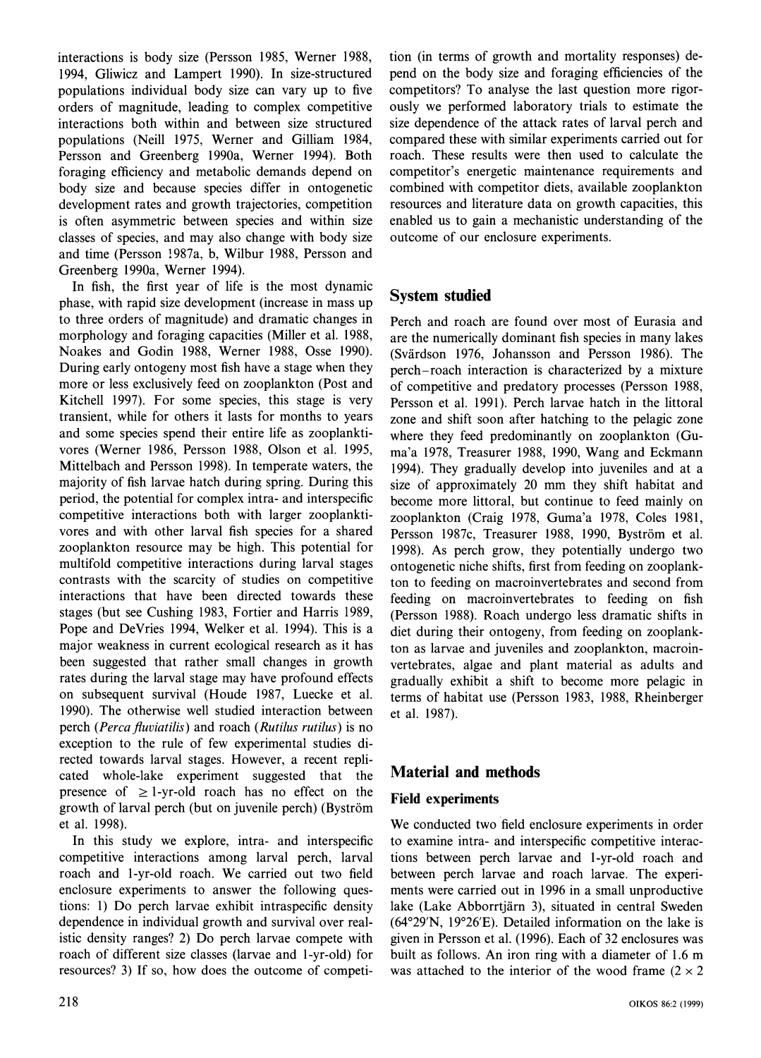interactions is body size (Persson 1985, Werner 1988, 1994, Gliwicz and Lampert 1990). In size-structured populations individual body size can vary up to five orders of magnitude, leading to complex competitive interactions both within and between size structured populations (Neill 1975, Werner and Gilliam 1984, Persson and Greenberg 1990a, Werner 1994). Both foraging efficiency and metabolic demands depend on body size and because species differ in ontogenetic development rates and growth trajectories, competition is often asymmetric between species and within size classes of species, and may also change with body size and time (Persson 1987a, b, Wilbur 1988, Persson and Greenberg 1990a, Werner 1994).

In fish, the first year of life is the most dynamic phase, with rapid size development (increase in mass up to three orders of magnitude) and dramatic changes in morphology and foraging capacities (Miller et al. 1988, Noakes and Godin 1988, Werner 1988, Osse 1990). During early ontogeny most fish have a stage when they more or less exclusively feed on zooplankton (Post and Kitchell 1997). For some species, this stage is very transient, while for others it lasts for months to years and some species spend their entire life as zooplanktivores (Werner 1986, Persson 1988, Olson et al. 1995, Mittelbach and Persson 1998). In temperate waters, the majority of fish larvae hatch during spring. During this period, the potential for complex intra- and interspecific competitive interactions both with larger zooplanktivores and with other larval fish species for a shared zooplankton resource may be high. This potential for multifold competitive interactions during larval stages contrasts with the scarcity of studies on competitive interactions that have been directed towards these stages (but see Cushing 1983, Fortier and Harris 1989, Pope and DeVries 1994, Welker et al. 1994). This is a major weakness in current ecological research as it has been suggested that rather small changes in growth rates during the larval stage may have profound effects on subsequent survival (Houde 1987, Luecke et al. 1990). The otherwise well studied interaction between perch (*Perca fluviatilis*) and roach (*Rutilus rutilus*) is no exception to the rule of few experimental studies directed towards larval stages. However, a recent replicated whole-lake experiment suggested that the presence of $\geq$ 1-yr-old roach has no effect on the growth of larval perch (but on juvenile perch) (Byström et al. 1998).

In this study we explore, intra- and interspecific competitive interactions among larval perch, larval roach and 1-yr-old roach. We carried out two field enclosure experiments to answer the following questions: 1) Do perch larvae exhibit intraspecific density dependence in individual growth and survival over realistic density ranges? 2) Do perch larvae compete with roach of different size classes (larvae and 1-yr-old) for resources? 3) If so, how does the outcome of competition (in terms of growth and mortality responses) depend on the body size and foraging efficiencies of the competitors? To analyse the last question more rigorously we performed laboratory trials to estimate the size dependence of the attack rates of larval perch and compared these with similar experiments carried out for roach. These results were then used to calculate the competitor's energetic maintenance requirements and combined with competitor diets, available zooplankton resources and literature data on growth capacities, this enabled us to gain a mechanistic understanding of the outcome of our enclosure experiments.

## System studied

Perch and roach are found over most of Eurasia and are the numerically dominant fish species in many lakes (Svärdson 1976, Johansson and Persson 1986). The perch–roach interaction is characterized by a mixture of competitive and predatory processes (Persson 1988, Persson et al. 1991). Perch larvae hatch in the littoral zone and shift soon after hatching to the pelagic zone where they feed predominantly on zooplankton (Guma'a 1978, Treasurer 1988, 1990, Wang and Eckmann 1994). They gradually develop into juveniles and at a size of approximately 20 mm they shift habitat and become more littoral, but continue to feed mainly on zooplankton (Craig 1978, Guma'a 1978, Coles 1981, Persson 1987c, Treasurer 1988, 1990, Byström et al. 1998). As perch grow, they potentially undergo two ontogenetic niche shifts, first from feeding on zooplankton to feeding on macroinvertebrates and second from feeding on macroinvertebrates to feeding on fish (Persson 1988). Roach undergo less dramatic shifts in diet during their ontogeny, from feeding on zooplankton as larvae and juveniles and zooplankton, macroinvertebrates, algae and plant material as adults and gradually exhibit a shift to become more pelagic in terms of habitat use (Persson 1983, 1988, Rheinberger et al. 1987).

## Material and methods

### Field experiments

We conducted two field enclosure experiments in order to examine intra- and interspecific competitive interactions between perch larvae and 1-yr-old roach and between perch larvae and roach larvae. The experiments were carried out in 1996 in a small unproductive lake (Lake Abborrtjärn 3), situated in central Sweden (64°29′N, 19°26′E). Detailed information on the lake is given in Persson et al. (1996). Each of 32 enclosures was built as follows. An iron ring with a diameter of 1.6 m was attached to the interior of the wood frame (2 × 2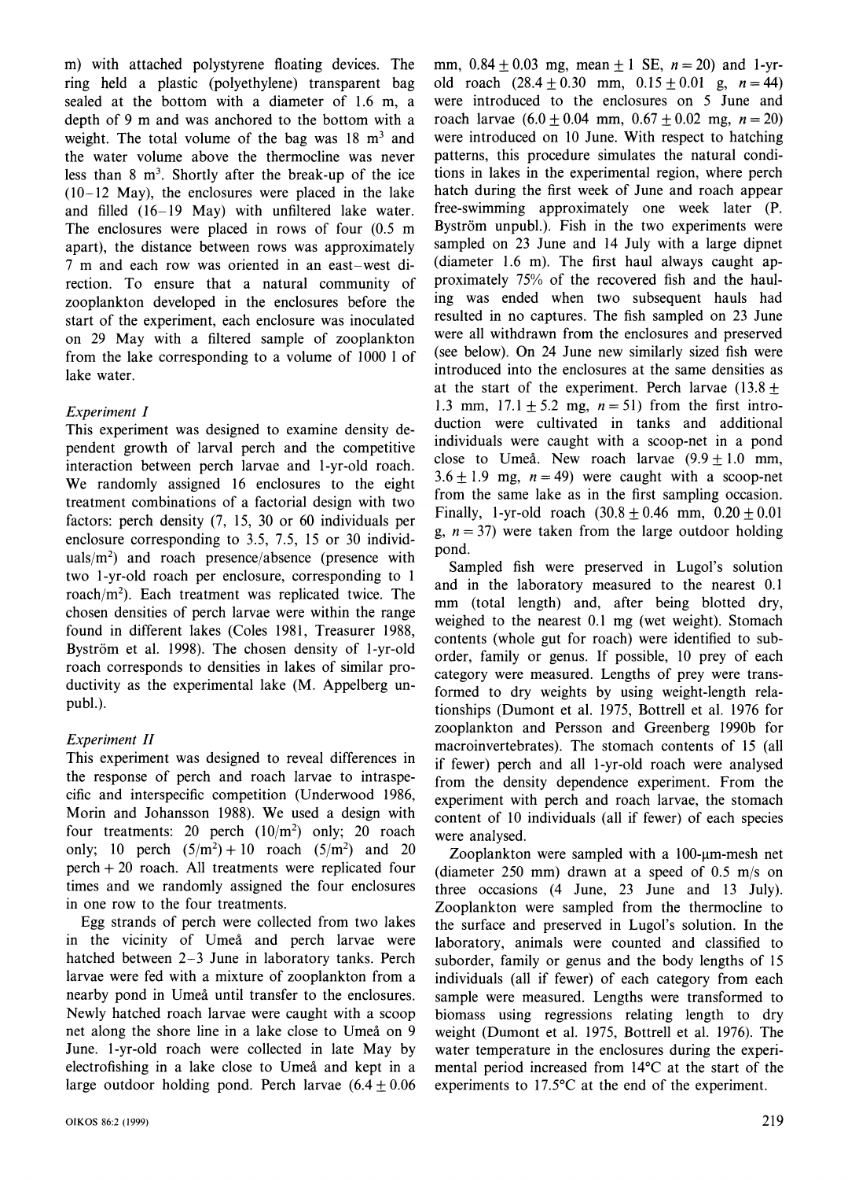m) with attached polystyrene floating devices. The ring held a plastic (polyethylene) transparent bag sealed at the bottom with a diameter of 1.6 m, a depth of 9 m and was anchored to the bottom with a weight. The total volume of the bag was 18 $m^3$ and the water volume above the thermocline was never less than 8 $m^3$. Shortly after the break-up of the ice (10–12 May), the enclosures were placed in the lake and filled (16–19 May) with unfiltered lake water. The enclosures were placed in rows of four (0.5 m apart), the distance between rows was approximately 7 m and each row was oriented in an east–west direction. To ensure that a natural community of zooplankton developed in the enclosures before the start of the experiment, each enclosure was inoculated on 29 May with a filtered sample of zooplankton from the lake corresponding to a volume of 1000 l of lake water.

### *Experiment I*

This experiment was designed to examine density dependent growth of larval perch and the competitive interaction between perch larvae and 1-yr-old roach. We randomly assigned 16 enclosures to the eight treatment combinations of a factorial design with two factors: perch density (7, 15, 30 or 60 individuals per enclosure corresponding to 3.5, 7.5, 15 or 30 individuals/$m^2$) and roach presence/absence (presence with two 1-yr-old roach per enclosure, corresponding to 1 roach/$m^2$). Each treatment was replicated twice. The chosen densities of perch larvae were within the range found in different lakes (Coles 1981, Treasurer 1988, Byström et al. 1998). The chosen density of 1-yr-old roach corresponds to densities in lakes of similar productivity as the experimental lake (M. Appelberg unpubl.).

### *Experiment II*

This experiment was designed to reveal differences in the response of perch and roach larvae to intraspecific and interspecific competition (Underwood 1986, Morin and Johansson 1988). We used a design with four treatments: 20 perch (10/$m^2$) only; 20 roach only; 10 perch (5/$m^2$) + 10 roach (5/$m^2$) and 20 perch + 20 roach. All treatments were replicated four times and we randomly assigned the four enclosures in one row to the four treatments.

Egg strands of perch were collected from two lakes in the vicinity of Umeå and perch larvae were hatched between 2–3 June in laboratory tanks. Perch larvae were fed with a mixture of zooplankton from a nearby pond in Umeå until transfer to the enclosures. Newly hatched roach larvae were caught with a scoop net along the shore line in a lake close to Umeå on 9 June. 1-yr-old roach were collected in late May by electrofishing in a lake close to Umeå and kept in a large outdoor holding pond. Perch larvae (6.4 ± 0.06 mm, 0.84 ± 0.03 mg, mean ± 1 SE, $n = 20$) and 1-yr-old roach (28.4 ± 0.30 mm, 0.15 ± 0.01 g, $n = 44$) were introduced to the enclosures on 5 June and roach larvae (6.0 ± 0.04 mm, 0.67 ± 0.02 mg, $n = 20$) were introduced on 10 June. With respect to hatching patterns, this procedure simulates the natural conditions in lakes in the experimental region, where perch hatch during the first week of June and roach appear free-swimming approximately one week later (P. Byström unpubl.). Fish in the two experiments were sampled on 23 June and 14 July with a large dipnet (diameter 1.6 m). The first haul always caught approximately 75% of the recovered fish and the hauling was ended when two subsequent hauls had resulted in no captures. The fish sampled on 23 June were all withdrawn from the enclosures and preserved (see below). On 24 June new similarly sized fish were introduced into the enclosures at the same densities as at the start of the experiment. Perch larvae (13.8 ± 1.3 mm, 17.1 ± 5.2 mg, $n = 51$) from the first introduction were cultivated in tanks and additional individuals were caught with a scoop-net in a pond close to Umeå. New roach larvae (9.9 ± 1.0 mm, 3.6 ± 1.9 mg, $n = 49$) were caught with a scoop-net from the same lake as in the first sampling occasion. Finally, 1-yr-old roach (30.8 ± 0.46 mm, 0.20 ± 0.01 g, $n = 37$) were taken from the large outdoor holding pond.

Sampled fish were preserved in Lugol's solution and in the laboratory measured to the nearest 0.1 mm (total length) and, after being blotted dry, weighed to the nearest 0.1 mg (wet weight). Stomach contents (whole gut for roach) were identified to suborder, family or genus. If possible, 10 prey of each category were measured. Lengths of prey were transformed to dry weights by using weight-length relationships (Dumont et al. 1975, Bottrell et al. 1976 for zooplankton and Persson and Greenberg 1990b for macroinvertebrates). The stomach contents of 15 (all if fewer) perch and all 1-yr-old roach were analysed from the density dependence experiment. From the experiment with perch and roach larvae, the stomach content of 10 individuals (all if fewer) of each species were analysed.

Zooplankton were sampled with a 100-μm-mesh net (diameter 250 mm) drawn at a speed of 0.5 m/s on three occasions (4 June, 23 June and 13 July). Zooplankton were sampled from the thermocline to the surface and preserved in Lugol's solution. In the laboratory, animals were counted and classified to suborder, family or genus and the body lengths of 15 individuals (all if fewer) of each category from each sample were measured. Lengths were transformed to biomass using regressions relating length to dry weight (Dumont et al. 1975, Bottrell et al. 1976). The water temperature in the enclosures during the experimental period increased from 14°C at the start of the experiments to 17.5°C at the end of the experiment.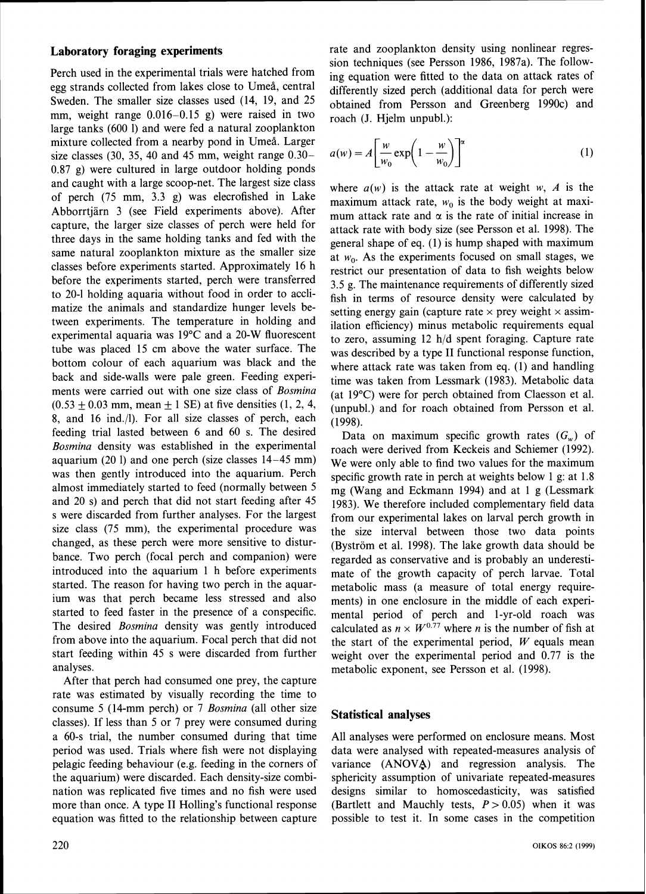### Laboratory foraging experiments

Perch used in the experimental trials were hatched from egg strands collected from lakes close to Umeå, central Sweden. The smaller size classes used (14, 19, and 25 mm, weight range 0.016–0.15 g) were raised in two large tanks (600 l) and were fed a natural zooplankton mixture collected from a nearby pond in Umeå. Larger size classes (30, 35, 40 and 45 mm, weight range 0.30–0.87 g) were cultured in large outdoor holding ponds and caught with a large scoop-net. The largest size class of perch (75 mm, 3.3 g) was elecrofished in Lake Abborrtjärn 3 (see Field experiments above). After capture, the larger size classes of perch were held for three days in the same holding tanks and fed with the same natural zooplankton mixture as the smaller size classes before experiments started. Approximately 16 h before the experiments started, perch were transferred to 20-l holding aquaria without food in order to acclimatize the animals and standardize hunger levels between experiments. The temperature in holding and experimental aquaria was 19°C and a 20-W fluorescent tube was placed 15 cm above the water surface. The bottom colour of each aquarium was black and the back and side-walls were pale green. Feeding experiments were carried out with one size class of *Bosmina* ($0.53 \pm 0.03$ mm, mean $\pm$ 1 SE) at five densities (1, 2, 4, 8, and 16 ind./l). For all size classes of perch, each feeding trial lasted between 6 and 60 s. The desired *Bosmina* density was established in the experimental aquarium (20 l) and one perch (size classes 14–45 mm) was then gently introduced into the aquarium. Perch almost immediately started to feed (normally between 5 and 20 s) and perch that did not start feeding after 45 s were discarded from further analyses. For the largest size class (75 mm), the experimental procedure was changed, as these perch were more sensitive to disturbance. Two perch (focal perch and companion) were introduced into the aquarium 1 h before experiments started. The reason for having two perch in the aquarium was that perch became less stressed and also started to feed faster in the presence of a conspecific. The desired *Bosmina* density was gently introduced from above into the aquarium. Focal perch that did not start feeding within 45 s were discarded from further analyses.

After that perch had consumed one prey, the capture rate was estimated by visually recording the time to consume 5 (14-mm perch) or 7 *Bosmina* (all other size classes). If less than 5 or 7 prey were consumed during a 60-s trial, the number consumed during that time period was used. Trials where fish were not displaying pelagic feeding behaviour (e.g. feeding in the corners of the aquarium) were discarded. Each density-size combination was replicated five times and no fish were used more than once. A type II Holling's functional response equation was fitted to the relationship between capture rate and zooplankton density using nonlinear regression techniques (see Persson 1986, 1987a). The following equation were fitted to the data on attack rates of differently sized perch (additional data for perch were obtained from Persson and Greenberg 1990c) and roach (J. Hjelm unpubl.):

$$a(w) = A\left[\frac{w}{w_0}\exp\left(1 - \frac{w}{w_0}\right)\right]^{\alpha} \quad (1)$$

where $a(w)$ is the attack rate at weight $w$, $A$ is the maximum attack rate, $w_0$ is the body weight at maximum attack rate and $\alpha$ is the rate of initial increase in attack rate with body size (see Persson et al. 1998). The general shape of eq. (1) is hump shaped with maximum at $w_0$. As the experiments focused on small stages, we restrict our presentation of data to fish weights below 3.5 g. The maintenance requirements of differently sized fish in terms of resource density were calculated by setting energy gain (capture rate × prey weight × assimilation efficiency) minus metabolic requirements equal to zero, assuming 12 h/d spent foraging. Capture rate was described by a type II functional response function, where attack rate was taken from eq. (1) and handling time was taken from Lessmark (1983). Metabolic data (at 19°C) were for perch obtained from Claesson et al. (unpubl.) and for roach obtained from Persson et al. (1998).

Data on maximum specific growth rates ($G_w$) of roach were derived from Keckeis and Schiemer (1992). We were only able to find two values for the maximum specific growth rate in perch at weights below 1 g: at 1.8 mg (Wang and Eckmann 1994) and at 1 g (Lessmark 1983). We therefore included complementary field data from our experimental lakes on larval perch growth in the size interval between those two data points (Byström et al. 1998). The lake growth data should be regarded as conservative and is probably an underestimate of the growth capacity of perch larvae. Total metabolic mass (a measure of total energy requirements) in one enclosure in the middle of each experimental period of perch and 1-yr-old roach was calculated as $n \times W^{0.77}$ where $n$ is the number of fish at the start of the experimental period, $W$ equals mean weight over the experimental period and 0.77 is the metabolic exponent, see Persson et al. (1998).

### Statistical analyses

All analyses were performed on enclosure means. Most data were analysed with repeated-measures analysis of variance (ANOVA) and regression analysis. The sphericity assumption of univariate repeated-measures designs similar to homoscedasticity, was satisfied (Bartlett and Mauchly tests, $P > 0.05$) when it was possible to test it. In some cases in the competition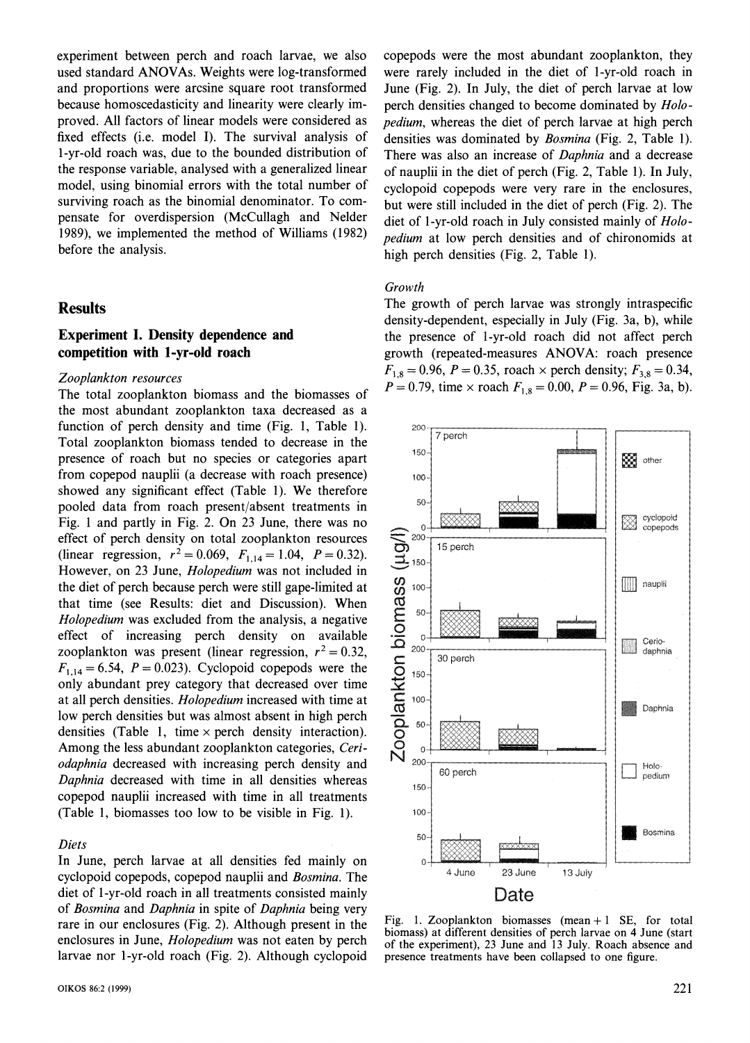experiment between perch and roach larvae, we also used standard ANOVAs. Weights were log-transformed and proportions were arcsine square root transformed because homoscedasticity and linearity were clearly improved. All factors of linear models were considered as fixed effects (i.e. model I). The survival analysis of 1-yr-old roach was, due to the bounded distribution of the response variable, analysed with a generalized linear model, using binomial errors with the total number of surviving roach as the binomial denominator. To compensate for overdispersion (McCullagh and Nelder 1989), we implemented the method of Williams (1982) before the analysis.

## Results

### Experiment I. Density dependence and competition with 1-yr-old roach

*Zooplankton resources*

The total zooplankton biomass and the biomasses of the most abundant zooplankton taxa decreased as a function of perch density and time (Fig. 1, Table 1). Total zooplankton biomass tended to decrease in the presence of roach but no species or categories apart from copepod nauplii (a decrease with roach presence) showed any significant effect (Table 1). We therefore pooled data from roach present/absent treatments in Fig. 1 and partly in Fig. 2. On 23 June, there was no effect of perch density on total zooplankton resources (linear regression, $r^2 = 0.069$, $F_{1,14} = 1.04$, $P = 0.32$). However, on 23 June, *Holopedium* was not included in the diet of perch because perch were still gape-limited at that time (see Results: diet and Discussion). When *Holopedium* was excluded from the analysis, a negative effect of increasing perch density on available zooplankton was present (linear regression, $r^2 = 0.32$, $F_{1,14} = 6.54$, $P = 0.023$). Cyclopoid copepods were the only abundant prey category that decreased over time at all perch densities. *Holopedium* increased with time at low perch densities but was almost absent in high perch densities (Table 1, time × perch density interaction). Among the less abundant zooplankton categories, *Ceriodaphnia* decreased with increasing perch density and *Daphnia* decreased with time in all densities whereas copepod nauplii increased with time in all treatments (Table 1, biomasses too low to be visible in Fig. 1).

*Diets*

In June, perch larvae at all densities fed mainly on cyclopoid copepods, copepod nauplii and *Bosmina*. The diet of 1-yr-old roach in all treatments consisted mainly of *Bosmina* and *Daphnia* in spite of *Daphnia* being very rare in our enclosures (Fig. 2). Although present in the enclosures in June, *Holopedium* was not eaten by perch larvae nor 1-yr-old roach (Fig. 2). Although cyclopoid copepods were the most abundant zooplankton, they were rarely included in the diet of 1-yr-old roach in June (Fig. 2). In July, the diet of perch larvae at low perch densities changed to become dominated by *Holopedium*, whereas the diet of perch larvae at high perch densities was dominated by *Bosmina* (Fig. 2, Table 1). There was also an increase of *Daphnia* and a decrease of nauplii in the diet of perch (Fig. 2, Table 1). In July, cyclopoid copepods were very rare in the enclosures, but were still included in the diet of perch (Fig. 2). The diet of 1-yr-old roach in July consisted mainly of *Holopedium* at low perch densities and of chironomids at high perch densities (Fig. 2, Table 1).

*Growth*

The growth of perch larvae was strongly intraspecific density-dependent, especially in July (Fig. 3a, b), while the presence of 1-yr-old roach did not affect perch growth (repeated-measures ANOVA: roach presence $F_{1,8} = 0.96$, $P = 0.35$, roach × perch density; $F_{3,8} = 0.34$, $P = 0.79$, time × roach $F_{1,8} = 0.00$, $P = 0.96$, Fig. 3a, b).

Fig. 1. Zooplankton biomasses (mean + 1 SE, for total biomass) at different densities of perch larvae on 4 June (start of the experiment), 23 June and 13 July. Roach absence and presence treatments have been collapsed to one figure.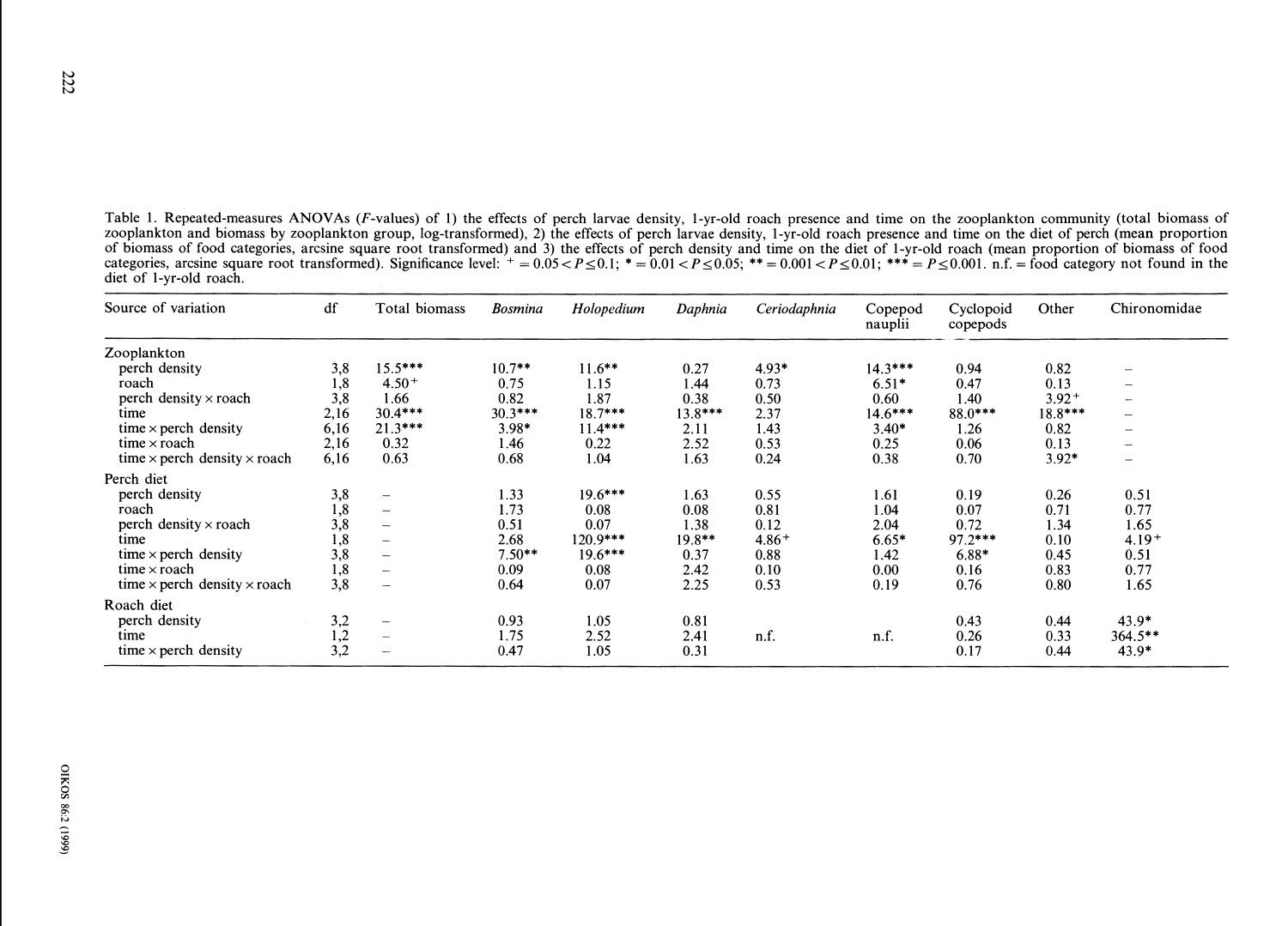Table 1. Repeated-measures ANOVAs ($F$-values) of 1) the effects of perch larvae density, 1-yr-old roach presence and time on the zooplankton community (total biomass of zooplankton and biomass by zooplankton group, log-transformed), 2) the effects of perch larvae density, 1-yr-old roach presence and time on the diet of perch (mean proportion of biomass of food categories, arcsine square root transformed) and 3) the effects of perch density and time on the diet of 1-yr-old roach (mean proportion of biomass of food categories, arcsine square root transformed). Significance level: + = $0.05 < P \leq 0.1$; * = $0.01 < P \leq 0.05$; ** = $0.001 < P \leq 0.01$; *** = $P \leq 0.001$. n.f. = food category not found in the diet of 1-yr-old roach.

| Source of variation | df | Total biomass | *Bosmina* | *Holopedium* | *Daphnia* | *Ceriodaphnia* | Copepod nauplii | Cyclopoid copepods | Other | Chironomidae |
|---|---|---|---|---|---|---|---|---|---|---|
| Zooplankton | | | | | | | | | | |
| perch density | 3,8 | 15.5*** | 10.7** | 11.6** | 0.27 | 4.93* | 14.3*** | 0.94 | 0.82 | – |
| roach | 1,8 | 4.50+ | 0.75 | 1.15 | 1.44 | 0.73 | 6.51* | 0.47 | 0.13 | – |
| perch density × roach | 3,8 | 1.66 | 0.82 | 1.87 | 0.38 | 0.50 | 0.60 | 1.40 | 3.92+ | – |
| time | 2,16 | 30.4*** | 30.3*** | 18.7*** | 13.8*** | 2.37 | 14.6*** | 88.0*** | 18.8*** | – |
| time × perch density | 6,16 | 21.3*** | 3.98* | 11.4*** | 2.11 | 1.43 | 3.40* | 1.26 | 0.82 | – |
| time × roach | 2,16 | 0.32 | 1.46 | 0.22 | 2.52 | 0.53 | 0.25 | 0.06 | 0.13 | – |
| time × perch density × roach | 6,16 | 0.63 | 0.68 | 1.04 | 1.63 | 0.24 | 0.38 | 0.70 | 3.92* | – |
| Perch diet | | | | | | | | | | |
| perch density | 3,8 | – | 1.33 | 19.6*** | 1.63 | 0.55 | 1.61 | 0.19 | 0.26 | 0.51 |
| roach | 1,8 | – | 1.73 | 0.08 | 0.08 | 0.81 | 1.04 | 0.07 | 0.71 | 0.77 |
| perch density × roach | 3,8 | – | 0.51 | 0.07 | 1.38 | 0.12 | 2.04 | 0.72 | 1.34 | 1.65 |
| time | 1,8 | – | 2.68 | 120.9*** | 19.8** | 4.86+ | 6.65* | 97.2*** | 0.10 | 4.19+ |
| time × perch density | 3,8 | – | 7.50** | 19.6*** | 0.37 | 0.88 | 1.42 | 6.88* | 0.45 | 0.51 |
| time × roach | 1,8 | – | 0.09 | 0.08 | 2.42 | 0.10 | 0.00 | 0.16 | 0.83 | 0.77 |
| time × perch density × roach | 3,8 | – | 0.64 | 0.07 | 2.25 | 0.53 | 0.19 | 0.76 | 0.80 | 1.65 |
| Roach diet | | | | | | | | | | |
| perch density | 3,2 | – | 0.93 | 1.05 | 0.81 | | | 0.43 | 0.44 | 43.9* |
| time | 1,2 | – | 1.75 | 2.52 | 2.41 | n.f. | n.f. | 0.26 | 0.33 | 364.5** |
| time × perch density | 3,2 | – | 0.47 | 1.05 | 0.31 | | | 0.17 | 0.44 | 43.9* |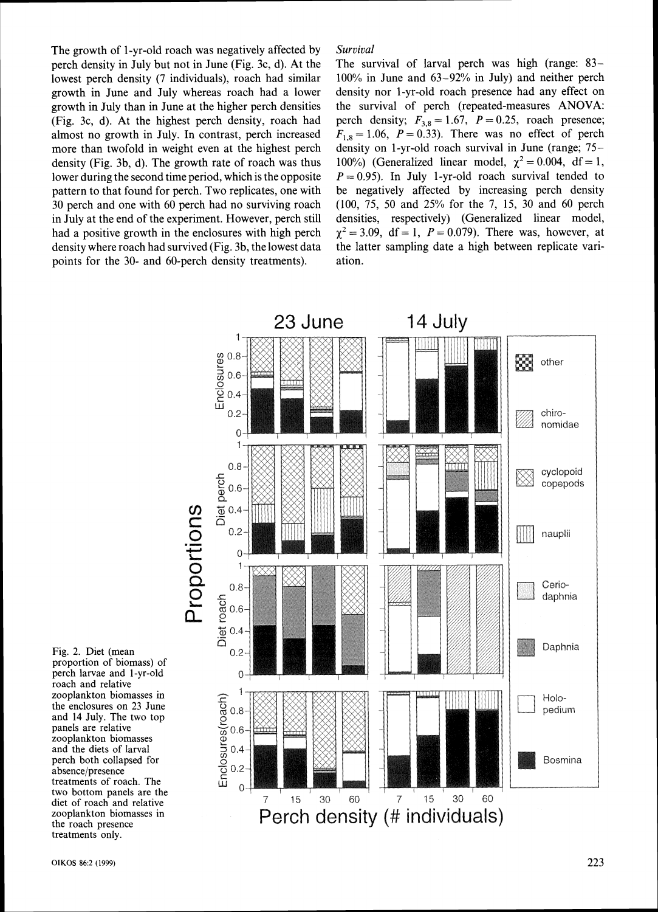The growth of 1-yr-old roach was negatively affected by perch density in July but not in June (Fig. 3c, d). At the lowest perch density (7 individuals), roach had similar growth in June and July whereas roach had a lower growth in July than in June at the higher perch densities (Fig. 3c, d). At the highest perch density, roach had almost no growth in July. In contrast, perch increased more than twofold in weight even at the highest perch density (Fig. 3b, d). The growth rate of roach was thus lower during the second time period, which is the opposite pattern to that found for perch. Two replicates, one with 30 perch and one with 60 perch had no surviving roach in July at the end of the experiment. However, perch still had a positive growth in the enclosures with high perch density where roach had survived (Fig. 3b, the lowest data points for the 30- and 60-perch density treatments).

### *Survival*

The survival of larval perch was high (range: 83–100% in June and 63–92% in July) and neither perch density nor 1-yr-old roach presence had any effect on the survival of perch (repeated-measures ANOVA: perch density; $F_{3,8} = 1.67$, $P = 0.25$, roach presence; $F_{1,8} = 1.06$, $P = 0.33$). There was no effect of perch density on 1-yr-old roach survival in June (range; 75–100%) (Generalized linear model, $\chi^2 = 0.004$, df = 1, $P = 0.95$). In July 1-yr-old roach survival tended to be negatively affected by increasing perch density (100, 75, 50 and 25% for the 7, 15, 30 and 60 perch densities, respectively) (Generalized linear model, $\chi^2 = 3.09$, df = 1, $P = 0.079$). There was, however, at the latter sampling date a high between replicate variation.

Fig. 2. Diet (mean proportion of biomass) of perch larvae and 1-yr-old roach and relative zooplankton biomasses in the enclosures on 23 June and 14 July. The two top panels are relative zooplankton biomasses and the diets of larval perch both collapsed for absence/presence treatments of roach. The two bottom panels are the diet of roach and relative zooplankton biomasses in the roach presence treatments only.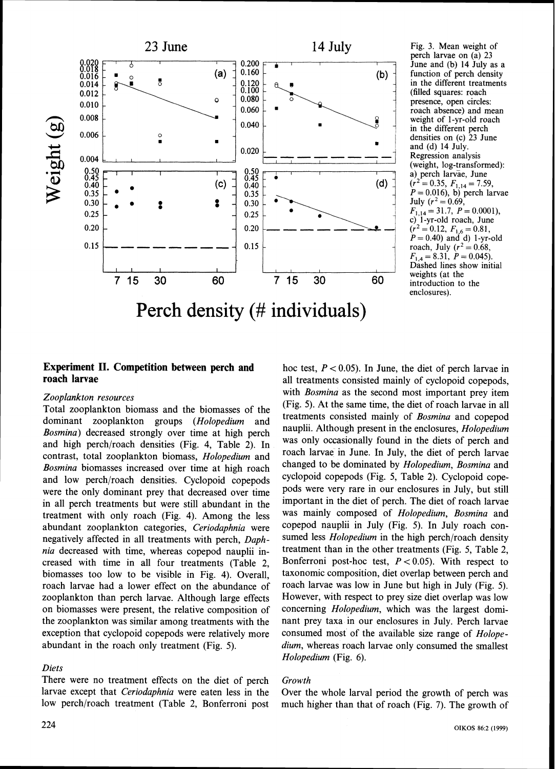Fig. 3. Mean weight of perch larvae on (a) 23 June and (b) 14 July as a function of perch density in the different treatments (filled squares: roach presence, open circles: roach absence) and mean weight of 1-yr-old roach in the different perch densities on (c) 23 June and (d) 14 July. Regression analysis (weight, log-transformed): a) perch larvae, June ($r^2 = 0.35$, $F_{1,14} = 7.59$, $P = 0.016$), b) perch larvae July ($r^2 = 0.69$, $F_{1,14} = 31.7$, $P = 0.0001$), c) 1-yr-old roach, June ($r^2 = 0.12$, $F_{1,6} = 0.81$, $P = 0.40$) and d) 1-yr-old roach, July ($r^2 = 0.68$, $F_{1,4} = 8.31$, $P = 0.045$). Dashed lines show initial weights (at the introduction to the enclosures).

## Experiment II. Competition between perch and roach larvae

### *Zooplankton resources*

Total zooplankton biomass and the biomasses of the dominant zooplankton groups (*Holopedium* and *Bosmina*) decreased strongly over time at high perch and high perch/roach densities (Fig. 4, Table 2). In contrast, total zooplankton biomass, *Holopedium* and *Bosmina* biomasses increased over time at high roach and low perch/roach densities. Cyclopoid copepods were the only dominant prey that decreased over time in all perch treatments but were still abundant in the treatment with only roach (Fig. 4). Among the less abundant zooplankton categories, *Ceriodaphnia* were negatively affected in all treatments with perch, *Daphnia* decreased with time, whereas copepod nauplii increased with time in all four treatments (Table 2, biomasses too low to be visible in Fig. 4). Overall, roach larvae had a lower effect on the abundance of zooplankton than perch larvae. Although large effects on biomasses were present, the relative composition of the zooplankton was similar among treatments with the exception that cyclopoid copepods were relatively more abundant in the roach only treatment (Fig. 5).

### *Diets*

There were no treatment effects on the diet of perch larvae except that *Ceriodaphnia* were eaten less in the low perch/roach treatment (Table 2, Bonferroni post hoc test, $P < 0.05$). In June, the diet of perch larvae in all treatments consisted mainly of cyclopoid copepods, with *Bosmina* as the second most important prey item (Fig. 5). At the same time, the diet of roach larvae in all treatments consisted mainly of *Bosmina* and copepod nauplii. Although present in the enclosures, *Holopedium* was only occasionally found in the diets of perch and roach larvae in June. In July, the diet of perch larvae changed to be dominated by *Holopedium*, *Bosmina* and cyclopoid copepods (Fig. 5, Table 2). Cyclopoid copepods were very rare in our enclosures in July, but still important in the diet of perch. The diet of roach larvae was mainly composed of *Holopedium*, *Bosmina* and copepod nauplii in July (Fig. 5). In July roach consumed less *Holopedium* in the high perch/roach density treatment than in the other treatments (Fig. 5, Table 2, Bonferroni post-hoc test, $P < 0.05$). With respect to taxonomic composition, diet overlap between perch and roach larvae was low in June but high in July (Fig. 5). However, with respect to prey size diet overlap was low concerning *Holopedium*, which was the largest dominant prey taxa in our enclosures in July. Perch larvae consumed most of the available size range of *Holopedium*, whereas roach larvae only consumed the smallest *Holopedium* (Fig. 6).

### *Growth*

Over the whole larval period the growth of perch was much higher than that of roach (Fig. 7). The growth of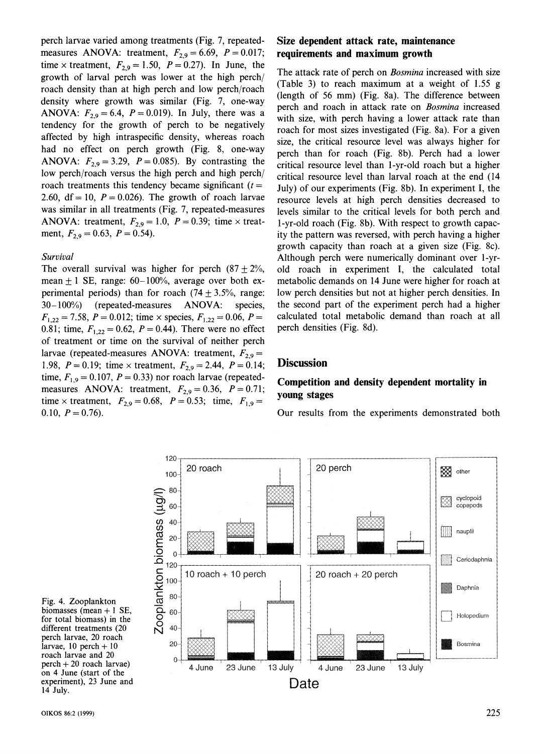perch larvae varied among treatments (Fig. 7, repeated-measures ANOVA: treatment, $F_{2,9} = 6.69$, $P = 0.017$; time × treatment, $F_{2,9} = 1.50$, $P = 0.27$). In June, the growth of larval perch was lower at the high perch/roach density than at high perch and low perch/roach density where growth was similar (Fig. 7, one-way ANOVA: $F_{2,9} = 6.4$, $P = 0.019$). In July, there was a tendency for the growth of perch to be negatively affected by high intraspecific density, whereas roach had no effect on perch growth (Fig. 8, one-way ANOVA: $F_{2,9} = 3.29$, $P = 0.085$). By contrasting the low perch/roach versus the high perch and high perch/roach treatments this tendency became significant ($t = 2.60$, df = 10, $P = 0.026$). The growth of roach larvae was similar in all treatments (Fig. 7, repeated-measures ANOVA: treatment, $F_{2,9} = 1.0$, $P = 0.39$; time × treatment, $F_{2,9} = 0.63$, $P = 0.54$).

*Survival*

The overall survival was higher for perch (87 ± 2%, mean ± 1 SE, range: 60–100%, average over both experimental periods) than for roach (74 ± 3.5%, range: 30–100%) (repeated-measures ANOVA: species, $F_{1,22} = 7.58$, $P = 0.012$; time × species, $F_{1,22} = 0.06$, $P = 0.81$; time, $F_{1,22} = 0.62$, $P = 0.44$). There were no effect of treatment or time on the survival of neither perch larvae (repeated-measures ANOVA: treatment, $F_{2,9} = 1.98$, $P = 0.19$; time × treatment, $F_{2,9} = 2.44$, $P = 0.14$; time, $F_{1,9} = 0.107$, $P = 0.33$) nor roach larvae (repeated-measures ANOVA: treatment, $F_{2,9} = 0.36$, $P = 0.71$; time × treatment, $F_{2,9} = 0.68$, $P = 0.53$; time, $F_{1,9} = 0.10$, $P = 0.76$).

### Size dependent attack rate, maintenance requirements and maximum growth

The attack rate of perch on *Bosmina* increased with size (Table 3) to reach maximum at a weight of 1.55 g (length of 56 mm) (Fig. 8a). The difference between perch and roach in attack rate on *Bosmina* increased with size, with perch having a lower attack rate than roach for most sizes investigated (Fig. 8a). For a given size, the critical resource level was always higher for perch than for roach (Fig. 8b). Perch had a lower critical resource level than 1-yr-old roach but a higher critical resource level than larval roach at the end (14 July) of our experiments (Fig. 8b). In experiment I, the resource levels at high perch densities decreased to levels similar to the critical levels for both perch and 1-yr-old roach (Fig. 8b). With respect to growth capacity the pattern was reversed, with perch having a higher growth capacity than roach at a given size (Fig. 8c). Although perch were numerically dominant over 1-yr-old roach in experiment I, the calculated total metabolic demands on 14 June were higher for roach at low perch densities but not at higher perch densities. In the second part of the experiment perch had a higher calculated total metabolic demand than roach at all perch densities (Fig. 8d).

## Discussion

### Competition and density dependent mortality in young stages

Our results from the experiments demonstrated both

Fig. 4. Zooplankton biomasses (mean + 1 SE, for total biomass) in the different treatments (20 perch larvae, 20 roach larvae, 10 perch + 10 roach larvae and 20 perch + 20 roach larvae) on 4 June (start of the experiment), 23 June and 14 July.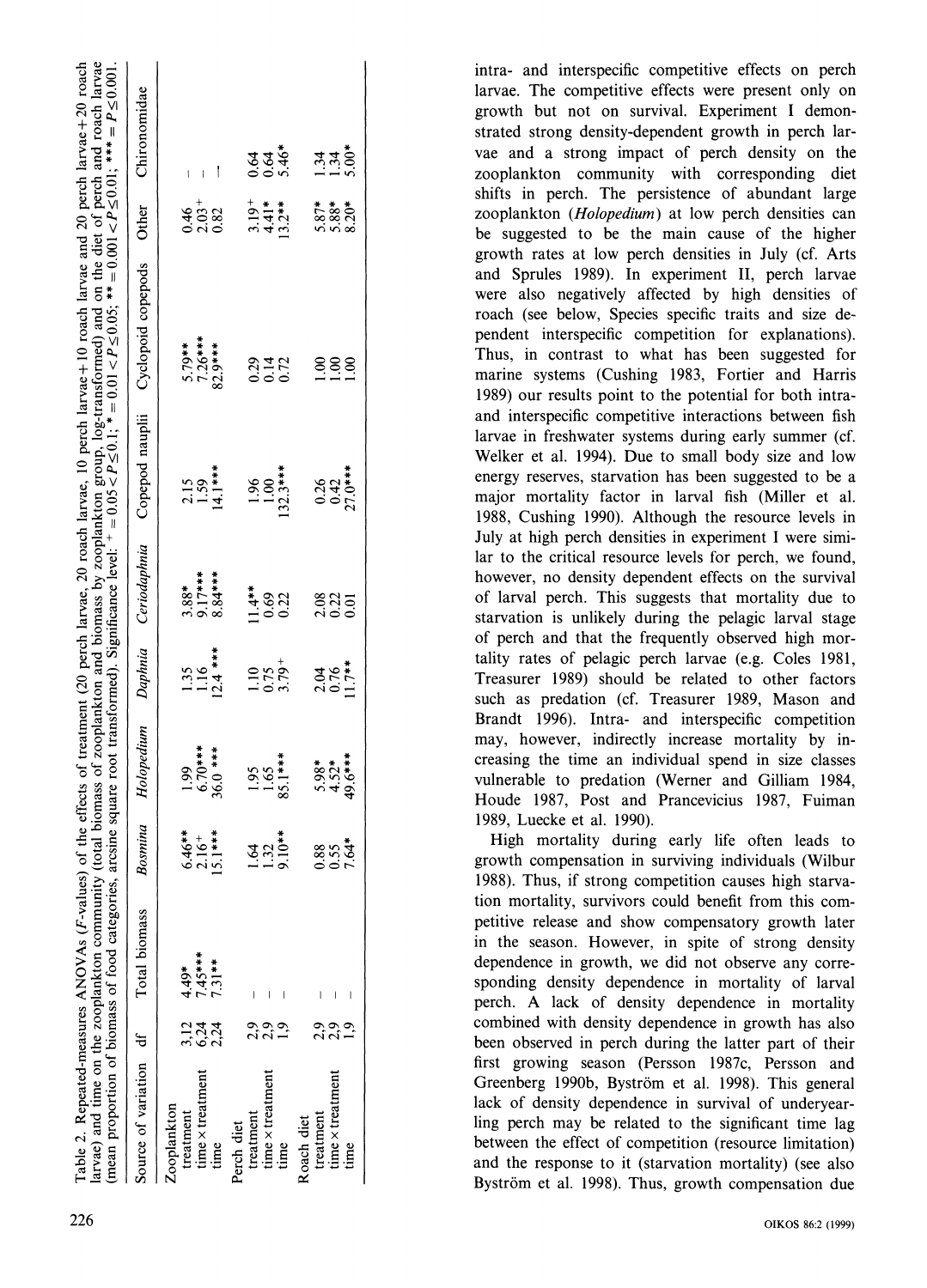Table 2. Repeated-measures ANOVAs (*F*-values) of the effects of treatment (20 perch larvae, 20 roach larvae, 10 perch larvae + 10 roach larvae and 20 perch larvae + 20 roach larvae) and time on the zooplankton community (total biomass of zooplankton and biomass by zooplankton group, log-transformed) and on the diet of perch and roach larvae (mean proportion of biomass of food categories, arcsine square root transformed). Significance level: + = $0.05 < P \leq 0.1$; * = $0.01 < P \leq 0.05$; ** = $0.001 < P \leq 0.01$; *** = $P \leq 0.001$.

| Source of variation | df | Total biomass | *Bosmina* | *Holopedium* | *Daphnia* | *Ceriodaphnia* | Copepod nauplii | Cyclopoid copepods | Other | Chironomidae |
|---|---|---|---|---|---|---|---|---|---|---|
| Zooplankton | | | | | | | | | | |
| treatment | 3,12 | 4.49* | 6.46** | 1.99 | 1.35 | 3.88* | 2.15 | 5.79** | 0.46 | – |
| time × treatment | 6,24 | 7.45*** | 2.16+ | 6.70*** | 1.16 | 9.17*** | 1.59 | 7.26*** | 2.03+ | – |
| time | 2,24 | 7.31** | 15.1*** | 36.0 *** | 12.4 *** | 8.84*** | 14.1*** | 82.9*** | 0.82 | – |
| Perch diet | | | | | | | | | | |
| treatment | 2,9 | – | 1.64 | 1.95 | 1.10 | 11.4** | 1.96 | 0.29 | 3.19+ | 0.64 |
| time × treatment | 2,9 | – | 1.32 | 1.65 | 0.75 | 0.69 | 1.00 | 0.14 | 4.41* | 0.64 |
| time | 1,9 | – | 9.10** | 85.1*** | 3.79+ | 0.22 | 132.3*** | 0.72 | 13.2** | 5.46* |
| Roach diet | | | | | | | | | | |
| treatment | 2,9 | – | 0.88 | 5.98* | 2.04 | 2.08 | 0.26 | 1.00 | 5.87* | 1.34 |
| time × treatment | 2,9 | – | 0.55 | 4.52* | 0.76 | 0.22 | 0.42 | 1.00 | 5.88* | 1.34 |
| time | 1,9 | – | 7.64* | 49.6*** | 11.7** | 0.01 | 27.0*** | 1.00 | 8.20* | 5.00* |

intra- and interspecific competitive effects on perch larvae. The competitive effects were present only on growth but not on survival. Experiment I demonstrated strong density-dependent growth in perch larvae and a strong impact of perch density on the zooplankton community with corresponding diet shifts in perch. The persistence of abundant large zooplankton (*Holopedium*) at low perch densities can be suggested to be the main cause of the higher growth rates at low perch densities in July (cf. Arts and Sprules 1989). In experiment II, perch larvae were also negatively affected by high densities of roach (see below, Species specific traits and size dependent interspecific competition for explanations). Thus, in contrast to what has been suggested for marine systems (Cushing 1983, Fortier and Harris 1989) our results point to the potential for both intra- and interspecific competitive interactions between fish larvae in freshwater systems during early summer (cf. Welker et al. 1994). Due to small body size and low energy reserves, starvation has been suggested to be a major mortality factor in larval fish (Miller et al. 1988, Cushing 1990). Although the resource levels in July at high perch densities in experiment I were similar to the critical resource levels for perch, we found, however, no density dependent effects on the survival of larval perch. This suggests that mortality due to starvation is unlikely during the pelagic larval stage of perch and that the frequently observed high mortality rates of pelagic perch larvae (e.g. Coles 1981, Treasurer 1989) should be related to other factors such as predation (cf. Treasurer 1989, Mason and Brandt 1996). Intra- and interspecific competition may, however, indirectly increase mortality by increasing the time an individual spend in size classes vulnerable to predation (Werner and Gilliam 1984, Houde 1987, Post and Prancevicius 1987, Fuiman 1989, Luecke et al. 1990).

High mortality during early life often leads to growth compensation in surviving individuals (Wilbur 1988). Thus, if strong competition causes high starvation mortality, survivors could benefit from this competitive release and show compensatory growth later in the season. However, in spite of strong density dependence in growth, we did not observe any corresponding density dependence in mortality of larval perch. A lack of density dependence in mortality combined with density dependence in growth has also been observed in perch during the latter part of their first growing season (Persson 1987c, Persson and Greenberg 1990b, Byström et al. 1998). This general lack of density dependence in survival of underyearling perch may be related to the significant time lag between the effect of competition (resource limitation) and the response to it (starvation mortality) (see also Byström et al. 1998). Thus, growth compensation due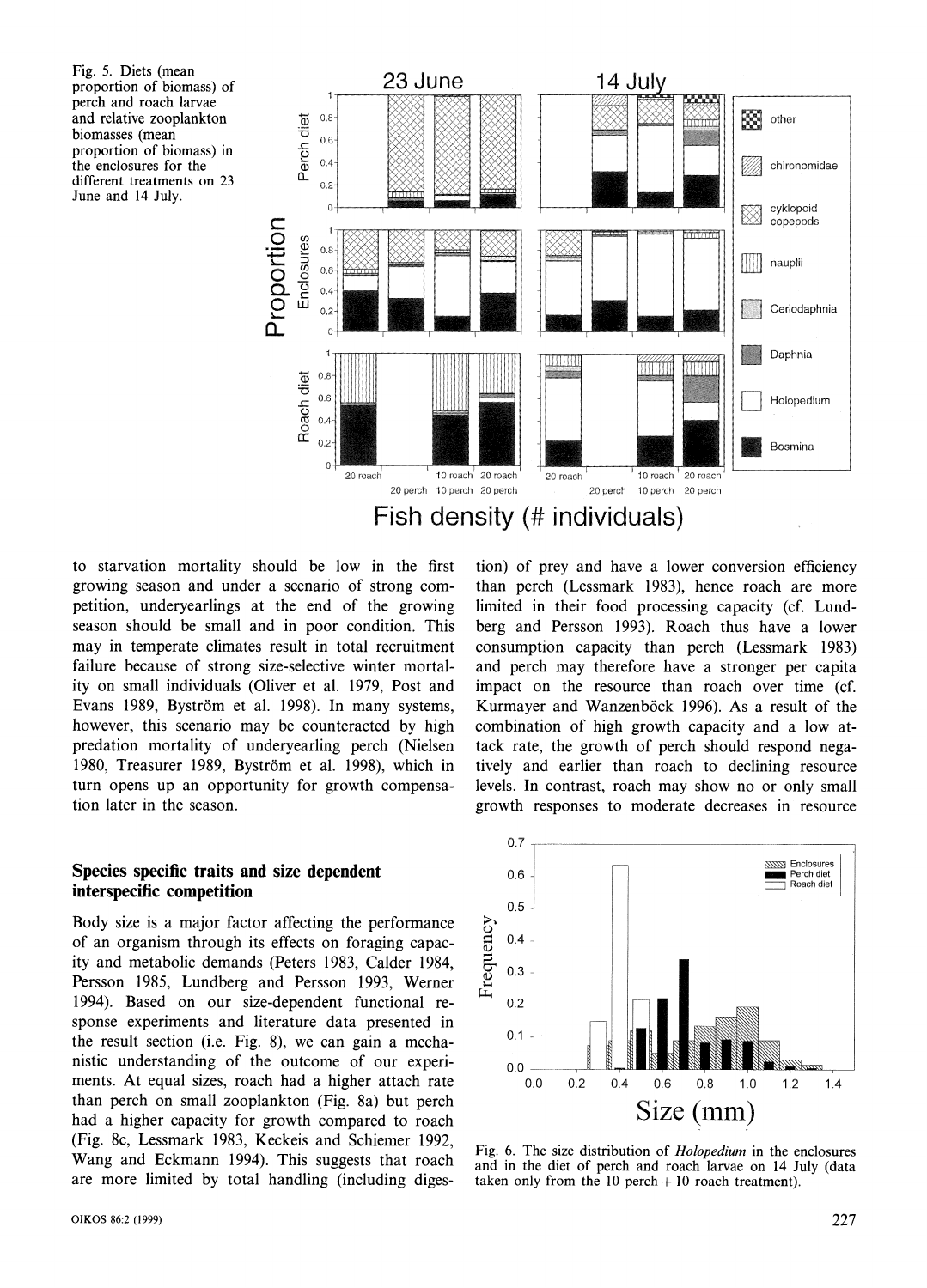Fig. 5. Diets (mean proportion of biomass) of perch and roach larvae and relative zooplankton biomasses (mean proportion of biomass) in the enclosures for the different treatments on 23 June and 14 July.

to starvation mortality should be low in the first growing season and under a scenario of strong competition, underyearlings at the end of the growing season should be small and in poor condition. This may in temperate climates result in total recruitment failure because of strong size-selective winter mortality on small individuals (Oliver et al. 1979, Post and Evans 1989, Byström et al. 1998). In many systems, however, this scenario may be counteracted by high predation mortality of underyearling perch (Nielsen 1980, Treasurer 1989, Byström et al. 1998), which in turn opens up an opportunity for growth compensation later in the season.

## Species specific traits and size dependent interspecific competition

Body size is a major factor affecting the performance of an organism through its effects on foraging capacity and metabolic demands (Peters 1983, Calder 1984, Persson 1985, Lundberg and Persson 1993, Werner 1994). Based on our size-dependent functional response experiments and literature data presented in the result section (i.e. Fig. 8), we can gain a mechanistic understanding of the outcome of our experiments. At equal sizes, roach had a higher attach rate than perch on small zooplankton (Fig. 8a) but perch had a higher capacity for growth compared to roach (Fig. 8c, Lessmark 1983, Keckeis and Schiemer 1992, Wang and Eckmann 1994). This suggests that roach are more limited by total handling (including digestion) of prey and have a lower conversion efficiency than perch (Lessmark 1983), hence roach are more limited in their food processing capacity (cf. Lundberg and Persson 1993). Roach thus have a lower consumption capacity than perch (Lessmark 1983) and perch may therefore have a stronger per capita impact on the resource than roach over time (cf. Kurmayer and Wanzenböck 1996). As a result of the combination of high growth capacity and a low attack rate, the growth of perch should respond negatively and earlier than roach to declining resource levels. In contrast, roach may show no or only small growth responses to moderate decreases in resource

Fig. 6. The size distribution of *Holopedium* in the enclosures and in the diet of perch and roach larvae on 14 July (data taken only from the 10 perch + 10 roach treatment).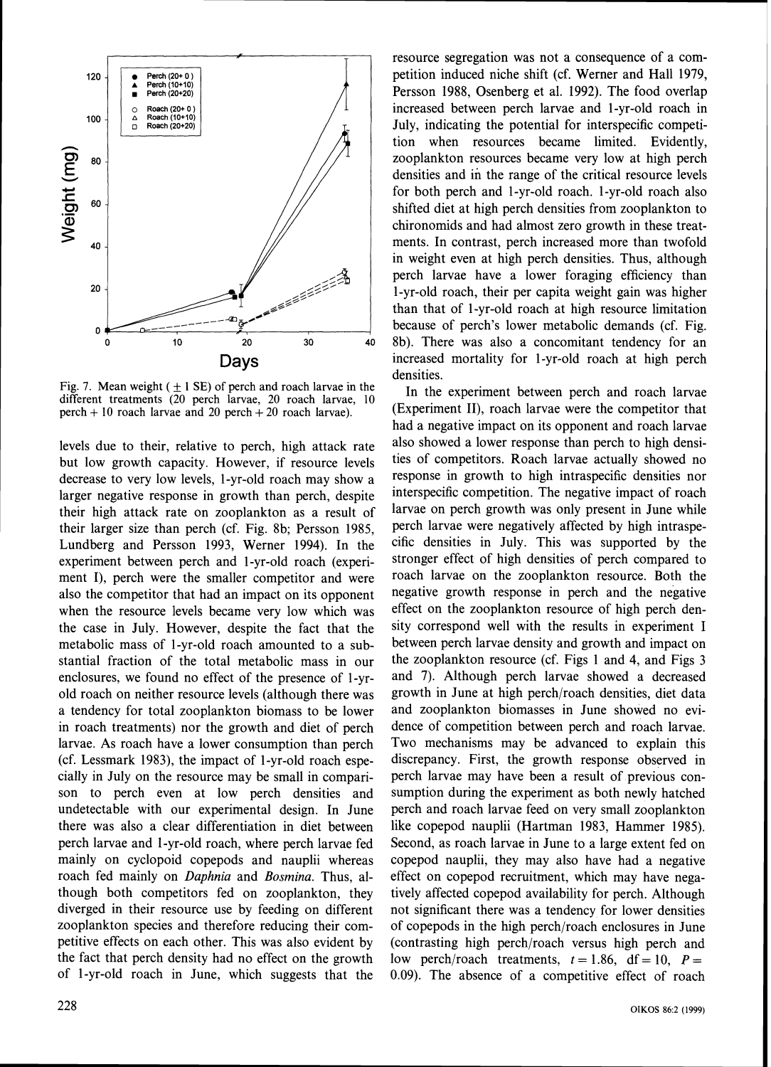Fig. 7. Mean weight (± 1 SE) of perch and roach larvae in the different treatments (20 perch larvae, 20 roach larvae, 10 perch + 10 roach larvae and 20 perch + 20 roach larvae).

levels due to their, relative to perch, high attack rate but low growth capacity. However, if resource levels decrease to very low levels, 1-yr-old roach may show a larger negative response in growth than perch, despite their high attack rate on zooplankton as a result of their larger size than perch (cf. Fig. 8b; Persson 1985, Lundberg and Persson 1993, Werner 1994). In the experiment between perch and 1-yr-old roach (experiment I), perch were the smaller competitor and were also the competitor that had an impact on its opponent when the resource levels became very low which was the case in July. However, despite the fact that the metabolic mass of 1-yr-old roach amounted to a substantial fraction of the total metabolic mass in our enclosures, we found no effect of the presence of 1-yr-old roach on neither resource levels (although there was a tendency for total zooplankton biomass to be lower in roach treatments) nor the growth and diet of perch larvae. As roach have a lower consumption than perch (cf. Lessmark 1983), the impact of 1-yr-old roach especially in July on the resource may be small in comparison to perch even at low perch densities and undetectable with our experimental design. In June there was also a clear differentiation in diet between perch larvae and 1-yr-old roach, where perch larvae fed mainly on cyclopoid copepods and nauplii whereas roach fed mainly on *Daphnia* and *Bosmina*. Thus, although both competitors fed on zooplankton, they diverged in their resource use by feeding on different zooplankton species and therefore reducing their competitive effects on each other. This was also evident by the fact that perch density had no effect on the growth of 1-yr-old roach in June, which suggests that the resource segregation was not a consequence of a competition induced niche shift (cf. Werner and Hall 1979, Persson 1988, Osenberg et al. 1992). The food overlap increased between perch larvae and 1-yr-old roach in July, indicating the potential for interspecific competition when resources became limited. Evidently, zooplankton resources became very low at high perch densities and in the range of the critical resource levels for both perch and 1-yr-old roach. 1-yr-old roach also shifted diet at high perch densities from zooplankton to chironomids and had almost zero growth in these treatments. In contrast, perch increased more than twofold in weight even at high perch densities. Thus, although perch larvae have a lower foraging efficiency than 1-yr-old roach, their per capita weight gain was higher than that of 1-yr-old roach at high resource limitation because of perch's lower metabolic demands (cf. Fig. 8b). There was also a concomitant tendency for an increased mortality for 1-yr-old roach at high perch densities.

In the experiment between perch and roach larvae (Experiment II), roach larvae were the competitor that had a negative impact on its opponent and roach larvae also showed a lower response than perch to high densities of competitors. Roach larvae actually showed no response in growth to high intraspecific densities nor interspecific competition. The negative impact of roach larvae on perch growth was only present in June while perch larvae were negatively affected by high intraspecific densities in July. This was supported by the stronger effect of high densities of perch compared to roach larvae on the zooplankton resource. Both the negative growth response in perch and the negative effect on the zooplankton resource of high perch density correspond well with the results in experiment I between perch larvae density and growth and impact on the zooplankton resource (cf. Figs 1 and 4, and Figs 3 and 7). Although perch larvae showed a decreased growth in June at high perch/roach densities, diet data and zooplankton biomasses in June showed no evidence of competition between perch and roach larvae. Two mechanisms may be advanced to explain this discrepancy. First, the growth response observed in perch larvae may have been a result of previous consumption during the experiment as both newly hatched perch and roach larvae feed on very small zooplankton like copepod nauplii (Hartman 1983, Hammer 1985). Second, as roach larvae in June to a large extent fed on copepod nauplii, they may also have had a negative effect on copepod recruitment, which may have negatively affected copepod availability for perch. Although not significant there was a tendency for lower densities of copepods in the high perch/roach enclosures in June (contrasting high perch/roach versus high perch and low perch/roach treatments, $t = 1.86$, $df = 10$, $P = 0.09$). The absence of a competitive effect of roach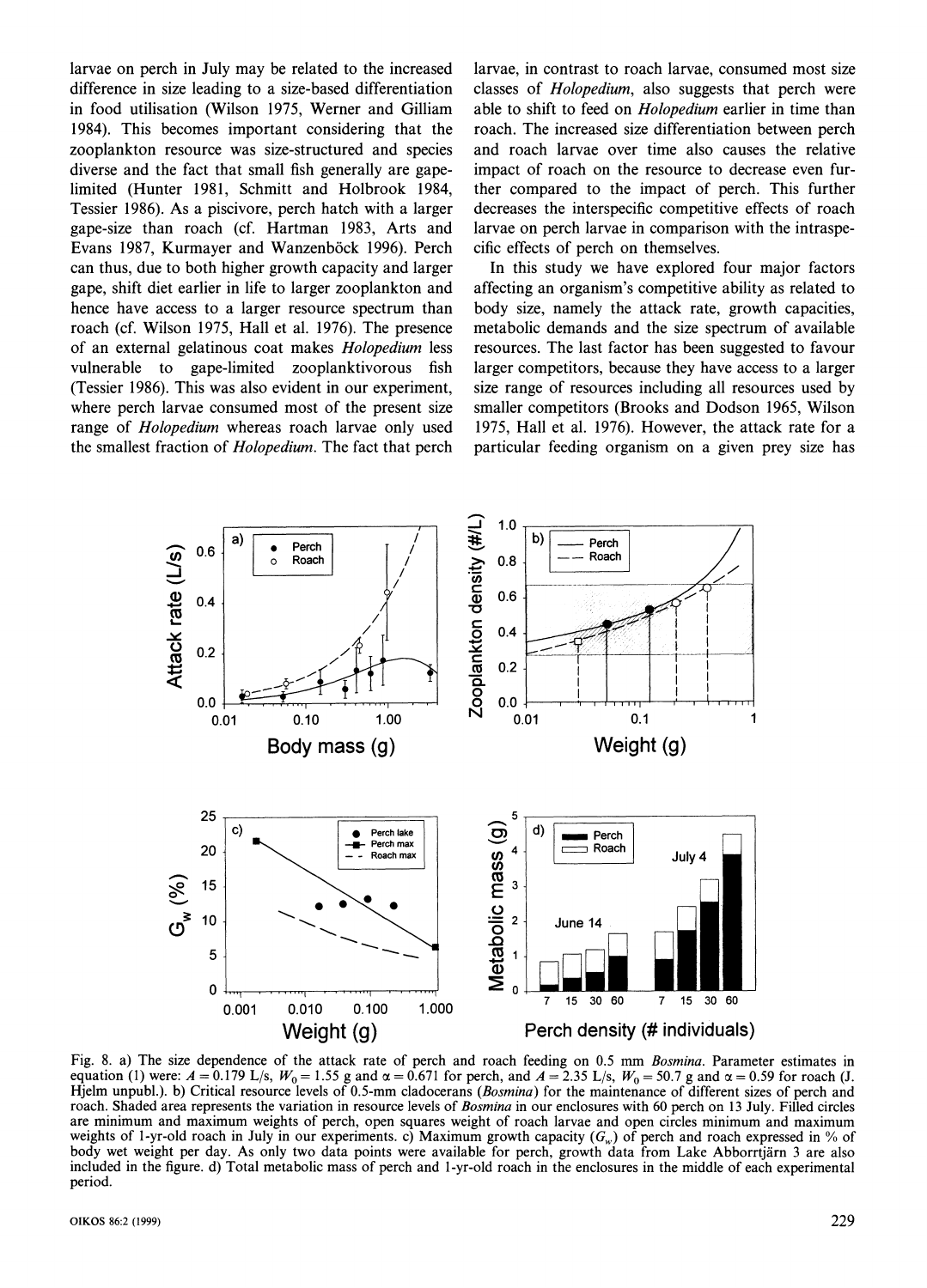larvae on perch in July may be related to the increased difference in size leading to a size-based differentiation in food utilisation (Wilson 1975, Werner and Gilliam 1984). This becomes important considering that the zooplankton resource was size-structured and species diverse and the fact that small fish generally are gape-limited (Hunter 1981, Schmitt and Holbrook 1984, Tessier 1986). As a piscivore, perch hatch with a larger gape-size than roach (cf. Hartman 1983, Arts and Evans 1987, Kurmayer and Wanzenböck 1996). Perch can thus, due to both higher growth capacity and larger gape, shift diet earlier in life to larger zooplankton and hence have access to a larger resource spectrum than roach (cf. Wilson 1975, Hall et al. 1976). The presence of an external gelatinous coat makes *Holopedium* less vulnerable to gape-limited zooplanktivorous fish (Tessier 1986). This was also evident in our experiment, where perch larvae consumed most of the present size range of *Holopedium* whereas roach larvae only used the smallest fraction of *Holopedium*. The fact that perch larvae, in contrast to roach larvae, consumed most size classes of *Holopedium*, also suggests that perch were able to shift to feed on *Holopedium* earlier in time than roach. The increased size differentiation between perch and roach larvae over time also causes the relative impact of roach on the resource to decrease even further compared to the impact of perch. This further decreases the interspecific competitive effects of roach larvae on perch larvae in comparison with the intraspecific effects of perch on themselves.

In this study we have explored four major factors affecting an organism's competitive ability as related to body size, namely the attack rate, growth capacities, metabolic demands and the size spectrum of available resources. The last factor has been suggested to favour larger competitors, because they have access to a larger size range of resources including all resources used by smaller competitors (Brooks and Dodson 1965, Wilson 1975, Hall et al. 1976). However, the attack rate for a particular feeding organism on a given prey size has

Fig. 8. a) The size dependence of the attack rate of perch and roach feeding on 0.5 mm *Bosmina*. Parameter estimates in equation (1) were: $A = 0.179$ L/s, $W_0 = 1.55$ g and $\alpha = 0.671$ for perch, and $A = 2.35$ L/s, $W_0 = 50.7$ g and $\alpha = 0.59$ for roach (J. Hjelm unpubl.). b) Critical resource levels of 0.5-mm cladocerans (*Bosmina*) for the maintenance of different sizes of perch and roach. Shaded area represents the variation in resource levels of *Bosmina* in our enclosures with 60 perch on 13 July. Filled circles are minimum and maximum weights of perch, open squares weight of roach larvae and open circles minimum and maximum weights of 1-yr-old roach in July in our experiments. c) Maximum growth capacity ($G_w$) of perch and roach expressed in % of body wet weight per day. As only two data points were available for perch, growth data from Lake Abborrtjärn 3 are also included in the figure. d) Total metabolic mass of perch and 1-yr-old roach in the enclosures in the middle of each experimental period.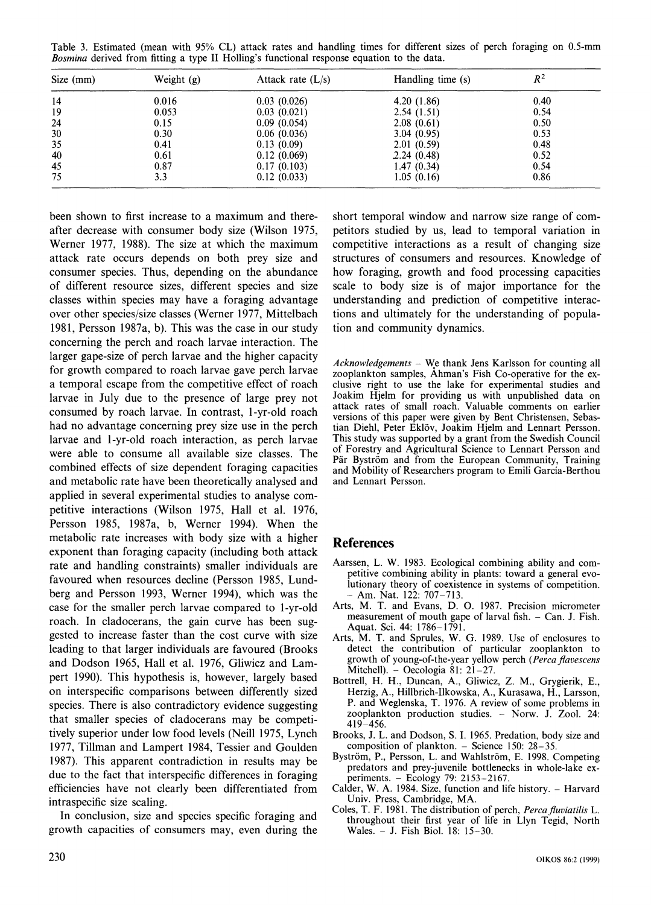Table 3. Estimated (mean with 95% CL) attack rates and handling times for different sizes of perch foraging on 0.5-mm *Bosmina* derived from fitting a type II Holling's functional response equation to the data.

| Size (mm) | Weight (g) | Attack rate (L/s) | Handling time (s) | $R^2$ |
|---|---|---|---|---|
| 14 | 0.016 | 0.03 (0.026) | 4.20 (1.86) | 0.40 |
| 19 | 0.053 | 0.03 (0.021) | 2.54 (1.51) | 0.54 |
| 24 | 0.15 | 0.09 (0.054) | 2.08 (0.61) | 0.50 |
| 30 | 0.30 | 0.06 (0.036) | 3.04 (0.95) | 0.53 |
| 35 | 0.41 | 0.13 (0.09) | 2.01 (0.59) | 0.48 |
| 40 | 0.61 | 0.12 (0.069) | 2.24 (0.48) | 0.52 |
| 45 | 0.87 | 0.17 (0.103) | 1.47 (0.34) | 0.54 |
| 75 | 3.3 | 0.12 (0.033) | 1.05 (0.16) | 0.86 |

been shown to first increase to a maximum and thereafter decrease with consumer body size (Wilson 1975, Werner 1977, 1988). The size at which the maximum attack rate occurs depends on both prey size and consumer species. Thus, depending on the abundance of different resource sizes, different species and size classes within species may have a foraging advantage over other species/size classes (Werner 1977, Mittelbach 1981, Persson 1987a, b). This was the case in our study concerning the perch and roach larvae interaction. The larger gape-size of perch larvae and the higher capacity for growth compared to roach larvae gave perch larvae a temporal escape from the competitive effect of roach larvae in July due to the presence of large prey not consumed by roach larvae. In contrast, 1-yr-old roach had no advantage concerning prey size use in the perch larvae and 1-yr-old roach interaction, as perch larvae were able to consume all available size classes. The combined effects of size dependent foraging capacities and metabolic rate have been theoretically analysed and applied in several experimental studies to analyse competitive interactions (Wilson 1975, Hall et al. 1976, Persson 1985, 1987a, b, Werner 1994). When the metabolic rate increases with body size with a higher exponent than foraging capacity (including both attack rate and handling constraints) smaller individuals are favoured when resources decline (Persson 1985, Lundberg and Persson 1993, Werner 1994), which was the case for the smaller perch larvae compared to 1-yr-old roach. In cladocerans, the gain curve has been suggested to increase faster than the cost curve with size leading to that larger individuals are favoured (Brooks and Dodson 1965, Hall et al. 1976, Gliwicz and Lampert 1990). This hypothesis is, however, largely based on interspecific comparisons between differently sized species. There is also contradictory evidence suggesting that smaller species of cladocerans may be competitively superior under low food levels (Neill 1975, Lynch 1977, Tillman and Lampert 1984, Tessier and Goulden 1987). This apparent contradiction in results may be due to the fact that interspecific differences in foraging efficiencies have not clearly been differentiated from intraspecific size scaling.

In conclusion, size and species specific foraging and growth capacities of consumers may, even during the short temporal window and narrow size range of competitors studied by us, lead to temporal variation in competitive interactions as a result of changing size structures of consumers and resources. Knowledge of how foraging, growth and food processing capacities scale to body size is of major importance for the understanding and prediction of competitive interactions and ultimately for the understanding of population and community dynamics.

*Acknowledgements* – We thank Jens Karlsson for counting all zooplankton samples, Åhman's Fish Co-operative for the exclusive right to use the lake for experimental studies and Joakim Hjelm for providing us with unpublished data on attack rates of small roach. Valuable comments on earlier versions of this paper were given by Bent Christensen, Sebastian Diehl, Peter Eklöv, Joakim Hjelm and Lennart Persson. This study was supported by a grant from the Swedish Council of Forestry and Agricultural Science to Lennart Persson and Pär Byström and from the European Community, Training and Mobility of Researchers program to Emili García-Berthou and Lennart Persson.

## References

Aarssen, L. W. 1983. Ecological combining ability and competitive combining ability in plants: toward a general evolutionary theory of coexistence in systems of competition. – Am. Nat. 122: 707–713.

Arts, M. T. and Evans, D. O. 1987. Precision micrometer measurement of mouth gape of larval fish. – Can. J. Fish. Aquat. Sci. 44: 1786–1791.

Arts, M. T. and Sprules, W. G. 1989. Use of enclosures to detect the contribution of particular zooplankton to growth of young-of-the-year yellow perch (*Perca flavescens* Mitchell). – Oecologia 81: 21–27.

Bottrell, H. H., Duncan, A., Gliwicz, Z. M., Grygierik, E., Herzig, A., Hillbrich-Ilkowska, A., Kurasawa, H., Larsson, P. and Weglenska, T. 1976. A review of some problems in zooplankton production studies. – Norw. J. Zool. 24: 419–456.

Brooks, J. L. and Dodson, S. I. 1965. Predation, body size and composition of plankton. – Science 150: 28–35.

Byström, P., Persson, L. and Wahlström, E. 1998. Competing predators and prey-juvenile bottlenecks in whole-lake experiments. – Ecology 79: 2153–2167.

Calder, W. A. 1984. Size, function and life history. – Harvard Univ. Press, Cambridge, MA.

Coles, T. F. 1981. The distribution of perch, *Perca fluviatilis* L. throughout their first year of life in Llyn Tegid, North Wales. – J. Fish Biol. 18: 15–30.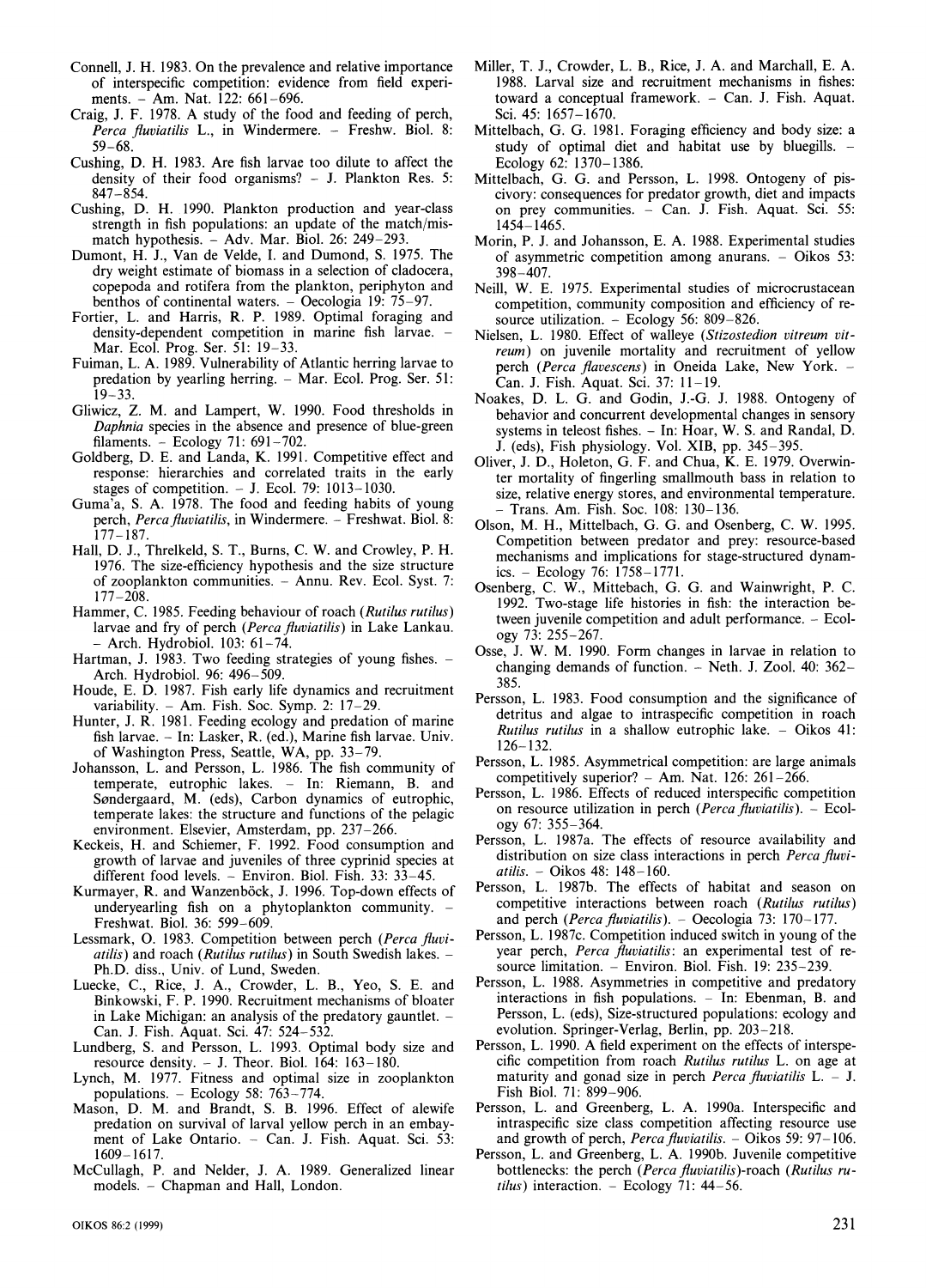Connell, J. H. 1983. On the prevalence and relative importance of interspecific competition: evidence from field experiments. – Am. Nat. 122: 661–696.

Craig, J. F. 1978. A study of the food and feeding of perch, *Perca fluviatilis* L., in Windermere. – Freshw. Biol. 8: 59–68.

Cushing, D. H. 1983. Are fish larvae too dilute to affect the density of their food organisms? – J. Plankton Res. 5: 847–854.

Cushing, D. H. 1990. Plankton production and year-class strength in fish populations: an update of the match/mismatch hypothesis. – Adv. Mar. Biol. 26: 249–293.

Dumont, H. J., Van de Velde, I. and Dumond, S. 1975. The dry weight estimate of biomass in a selection of cladocera, copepoda and rotifera from the plankton, periphyton and benthos of continental waters. – Oecologia 19: 75–97.

Fortier, L. and Harris, R. P. 1989. Optimal foraging and density-dependent competition in marine fish larvae. – Mar. Ecol. Prog. Ser. 51: 19–33.

Fuiman, L. A. 1989. Vulnerability of Atlantic herring larvae to predation by yearling herring. – Mar. Ecol. Prog. Ser. 51: 19–33.

Gliwicz, Z. M. and Lampert, W. 1990. Food thresholds in *Daphnia* species in the absence and presence of blue-green filaments. – Ecology 71: 691–702.

Goldberg, D. E. and Landa, K. 1991. Competitive effect and response: hierarchies and correlated traits in the early stages of competition. – J. Ecol. 79: 1013–1030.

Guma'a, S. A. 1978. The food and feeding habits of young perch, *Perca fluviatilis*, in Windermere. – Freshwat. Biol. 8: 177–187.

Hall, D. J., Threlkeld, S. T., Burns, C. W. and Crowley, P. H. 1976. The size-efficiency hypothesis and the size structure of zooplankton communities. – Annu. Rev. Ecol. Syst. 7: 177–208.

Hammer, C. 1985. Feeding behaviour of roach (*Rutilus rutilus*) larvae and fry of perch (*Perca fluviatilis*) in Lake Lankau. – Arch. Hydrobiol. 103: 61–74.

Hartman, J. 1983. Two feeding strategies of young fishes. – Arch. Hydrobiol. 96: 496–509.

Houde, E. D. 1987. Fish early life dynamics and recruitment variability. – Am. Fish. Soc. Symp. 2: 17–29.

Hunter, J. R. 1981. Feeding ecology and predation of marine fish larvae. – In: Lasker, R. (ed.), Marine fish larvae. Univ. of Washington Press, Seattle, WA, pp. 33–79.

Johansson, L. and Persson, L. 1986. The fish community of temperate, eutrophic lakes. – In: Riemann, B. and Søndergaard, M. (eds), Carbon dynamics of eutrophic, temperate lakes: the structure and functions of the pelagic environment. Elsevier, Amsterdam, pp. 237–266.

Keckeis, H. and Schiemer, F. 1992. Food consumption and growth of larvae and juveniles of three cyprinid species at different food levels. – Environ. Biol. Fish. 33: 33–45.

Kurmayer, R. and Wanzenböck, J. 1996. Top-down effects of underyearling fish on a phytoplankton community. – Freshwat. Biol. 36: 599–609.

Lessmark, O. 1983. Competition between perch (*Perca fluviatilis*) and roach (*Rutilus rutilus*) in South Swedish lakes. – Ph.D. diss., Univ. of Lund, Sweden.

Luecke, C., Rice, J. A., Crowder, L. B., Yeo, S. E. and Binkowski, F. P. 1990. Recruitment mechanisms of bloater in Lake Michigan: an analysis of the predatory gauntlet. – Can. J. Fish. Aquat. Sci. 47: 524–532.

Lundberg, S. and Persson, L. 1993. Optimal body size and resource density. – J. Theor. Biol. 164: 163–180.

Lynch, M. 1977. Fitness and optimal size in zooplankton populations. – Ecology 58: 763–774.

Mason, D. M. and Brandt, S. B. 1996. Effect of alewife predation on survival of larval yellow perch in an embayment of Lake Ontario. – Can. J. Fish. Aquat. Sci. 53: 1609–1617.

McCullagh, P. and Nelder, J. A. 1989. Generalized linear models. – Chapman and Hall, London.

Miller, T. J., Crowder, L. B., Rice, J. A. and Marchall, E. A. 1988. Larval size and recruitment mechanisms in fishes: toward a conceptual framework. – Can. J. Fish. Aquat. Sci. 45: 1657–1670.

Mittelbach, G. G. 1981. Foraging efficiency and body size: a study of optimal diet and habitat use by bluegills. – Ecology 62: 1370–1386.

Mittelbach, G. G. and Persson, L. 1998. Ontogeny of piscivory: consequences for predator growth, diet and impacts on prey communities. – Can. J. Fish. Aquat. Sci. 55: 1454–1465.

Morin, P. J. and Johansson, E. A. 1988. Experimental studies of asymmetric competition among anurans. – Oikos 53: 398–407.

Neill, W. E. 1975. Experimental studies of microcrustacean competition, community composition and efficiency of resource utilization. – Ecology 56: 809–826.

Nielsen, L. 1980. Effect of walleye (*Stizostedion vitreum vitreum*) on juvenile mortality and recruitment of yellow perch (*Perca flavescens*) in Oneida Lake, New York. – Can. J. Fish. Aquat. Sci. 37: 11–19.

Noakes, D. L. G. and Godin, J.-G. J. 1988. Ontogeny of behavior and concurrent developmental changes in sensory systems in teleost fishes. – In: Hoar, W. S. and Randal, D. J. (eds), Fish physiology. Vol. XIB, pp. 345–395.

Oliver, J. D., Holeton, G. F. and Chua, K. E. 1979. Overwinter mortality of fingerling smallmouth bass in relation to size, relative energy stores, and environmental temperature. – Trans. Am. Fish. Soc. 108: 130–136.

Olson, M. H., Mittelbach, G. G. and Osenberg, C. W. 1995. Competition between predator and prey: resource-based mechanisms and implications for stage-structured dynamics. – Ecology 76: 1758–1771.

Osenberg, C. W., Mittebach, G. G. and Wainwright, P. C. 1992. Two-stage life histories in fish: the interaction between juvenile competition and adult performance. – Ecology 73: 255–267.

Osse, J. W. M. 1990. Form changes in larvae in relation to changing demands of function. – Neth. J. Zool. 40: 362–385.

Persson, L. 1983. Food consumption and the significance of detritus and algae to intraspecific competition in roach *Rutilus rutilus* in a shallow eutrophic lake. – Oikos 41: 126–132.

Persson, L. 1985. Asymmetrical competition: are large animals competitively superior? – Am. Nat. 126: 261–266.

Persson, L. 1986. Effects of reduced interspecific competition on resource utilization in perch (*Perca fluviatilis*). – Ecology 67: 355–364.

Persson, L. 1987a. The effects of resource availability and distribution on size class interactions in perch *Perca fluviatilis*. – Oikos 48: 148–160.

Persson, L. 1987b. The effects of habitat and season on competitive interactions between roach (*Rutilus rutilus*) and perch (*Perca fluviatilis*). – Oecologia 73: 170–177.

Persson, L. 1987c. Competition induced switch in young of the year perch, *Perca fluviatilis*: an experimental test of resource limitation. – Environ. Biol. Fish. 19: 235–239.

Persson, L. 1988. Asymmetries in competitive and predatory interactions in fish populations. – In: Ebenman, B. and Persson, L. (eds), Size-structured populations: ecology and evolution. Springer-Verlag, Berlin, pp. 203–218.

Persson, L. 1990. A field experiment on the effects of interspecific competition from roach *Rutilus rutilus* L. on age at maturity and gonad size in perch *Perca fluviatilis* L. – J. Fish Biol. 71: 899–906.

Persson, L. and Greenberg, L. A. 1990a. Interspecific and intraspecific size class competition affecting resource use and growth of perch, *Perca fluviatilis*. – Oikos 59: 97–106.

Persson, L. and Greenberg, L. A. 1990b. Juvenile competitive bottlenecks: the perch (*Perca fluviatilis*)-roach (*Rutilus rutilus*) interaction. – Ecology 71: 44–56.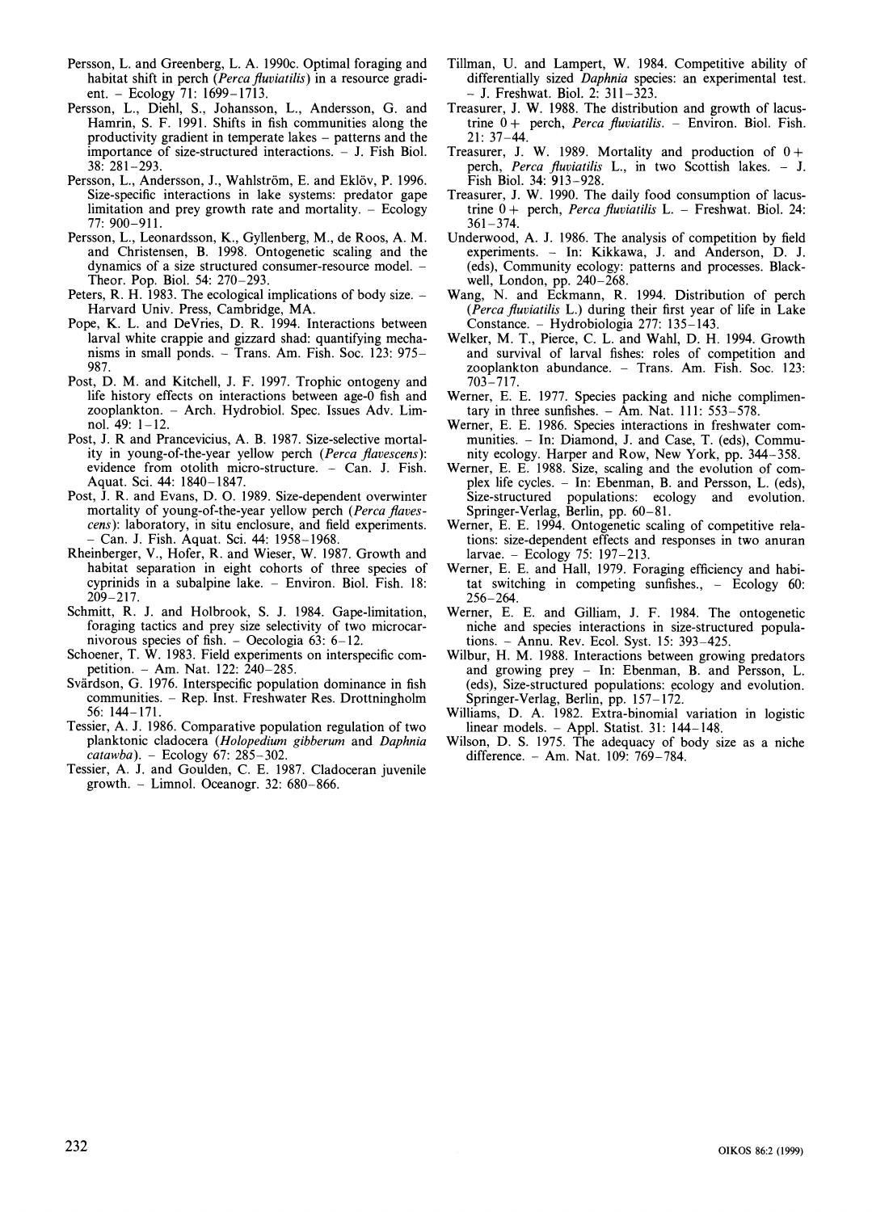Persson, L. and Greenberg, L. A. 1990c. Optimal foraging and habitat shift in perch (*Perca fluviatilis*) in a resource gradient. – Ecology 71: 1699–1713.

Persson, L., Diehl, S., Johansson, L., Andersson, G. and Hamrin, S. F. 1991. Shifts in fish communities along the productivity gradient in temperate lakes – patterns and the importance of size-structured interactions. – J. Fish Biol. 38: 281–293.

Persson, L., Andersson, J., Wahlström, E. and Eklöv, P. 1996. Size-specific interactions in lake systems: predator gape limitation and prey growth rate and mortality. – Ecology 77: 900–911.

Persson, L., Leonardsson, K., Gyllenberg, M., de Roos, A. M. and Christensen, B. 1998. Ontogenetic scaling and the dynamics of a size structured consumer-resource model. – Theor. Pop. Biol. 54: 270–293.

Peters, R. H. 1983. The ecological implications of body size. – Harvard Univ. Press, Cambridge, MA.

Pope, K. L. and DeVries, D. R. 1994. Interactions between larval white crappie and gizzard shad: quantifying mechanisms in small ponds. – Trans. Am. Fish. Soc. 123: 975–987.

Post, D. M. and Kitchell, J. F. 1997. Trophic ontogeny and life history effects on interactions between age-0 fish and zooplankton. – Arch. Hydrobiol. Spec. Issues Adv. Limnol. 49: 1–12.

Post, J. R and Prancevicius, A. B. 1987. Size-selective mortality in young-of-the-year yellow perch (*Perca flavescens*): evidence from otolith micro-structure. – Can. J. Fish. Aquat. Sci. 44: 1840–1847.

Post, J. R. and Evans, D. O. 1989. Size-dependent overwinter mortality of young-of-the-year yellow perch (*Perca flavescens*): laboratory, in situ enclosure, and field experiments. – Can. J. Fish. Aquat. Sci. 44: 1958–1968.

Rheinberger, V., Hofer, R. and Wieser, W. 1987. Growth and habitat separation in eight cohorts of three species of cyprinids in a subalpine lake. – Environ. Biol. Fish. 18: 209–217.

Schmitt, R. J. and Holbrook, S. J. 1984. Gape-limitation, foraging tactics and prey size selectivity of two microcarnivorous species of fish. – Oecologia 63: 6–12.

Schoener, T. W. 1983. Field experiments on interspecific competition. – Am. Nat. 122: 240–285.

Svärdson, G. 1976. Interspecific population dominance in fish communities. – Rep. Inst. Freshwater Res. Drottningholm 56: 144–171.

Tessier, A. J. 1986. Comparative population regulation of two planktonic cladocera (*Holopedium gibberum* and *Daphnia catawba*). – Ecology 67: 285–302.

Tessier, A. J. and Goulden, C. E. 1987. Cladoceran juvenile growth. – Limnol. Oceanogr. 32: 680–866.

Tillman, U. and Lampert, W. 1984. Competitive ability of differentially sized *Daphnia* species: an experimental test. – J. Freshwat. Biol. 2: 311–323.

Treasurer, J. W. 1988. The distribution and growth of lacustrine 0+ perch, *Perca fluviatilis*. – Environ. Biol. Fish. 21: 37–44.

Treasurer, J. W. 1989. Mortality and production of 0+ perch, *Perca fluviatilis* L., in two Scottish lakes. – J. Fish Biol. 34: 913–928.

Treasurer, J. W. 1990. The daily food consumption of lacustrine 0+ perch, *Perca fluviatilis* L. – Freshwat. Biol. 24: 361–374.

Underwood, A. J. 1986. The analysis of competition by field experiments. – In: Kikkawa, J. and Anderson, D. J. (eds), Community ecology: patterns and processes. Blackwell, London, pp. 240–268.

Wang, N. and Eckmann, R. 1994. Distribution of perch (*Perca fluviatilis* L.) during their first year of life in Lake Constance. – Hydrobiologia 277: 135–143.

Welker, M. T., Pierce, C. L. and Wahl, D. H. 1994. Growth and survival of larval fishes: roles of competition and zooplankton abundance. – Trans. Am. Fish. Soc. 123: 703–717.

Werner, E. E. 1977. Species packing and niche complimentary in three sunfishes. – Am. Nat. 111: 553–578.

Werner, E. E. 1986. Species interactions in freshwater communities. – In: Diamond, J. and Case, T. (eds), Community ecology. Harper and Row, New York, pp. 344–358.

Werner, E. E. 1988. Size, scaling and the evolution of complex life cycles. – In: Ebenman, B. and Persson, L. (eds), Size-structured populations: ecology and evolution. Springer-Verlag, Berlin, pp. 60–81.

Werner, E. E. 1994. Ontogenetic scaling of competitive relations: size-dependent effects and responses in two anuran larvae. – Ecology 75: 197–213.

Werner, E. E. and Hall, 1979. Foraging efficiency and habitat switching in competing sunfishes., – Ecology 60: 256–264.

Werner, E. E. and Gilliam, J. F. 1984. The ontogenetic niche and species interactions in size-structured populations. – Annu. Rev. Ecol. Syst. 15: 393–425.

Wilbur, H. M. 1988. Interactions between growing predators and growing prey – In: Ebenman, B. and Persson, L. (eds), Size-structured populations: ecology and evolution. Springer-Verlag, Berlin, pp. 157–172.

Williams, D. A. 1982. Extra-binomial variation in logistic linear models. – Appl. Statist. 31: 144–148.

Wilson, D. S. 1975. The adequacy of body size as a niche difference. – Am. Nat. 109: 769–784.